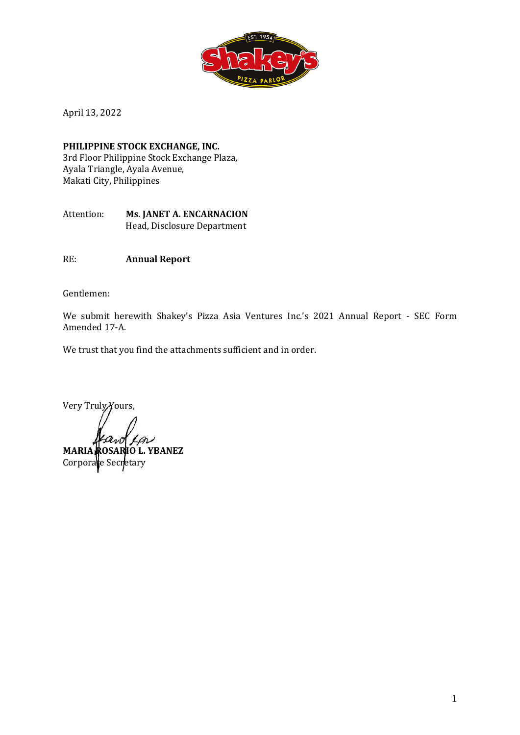April 13, 2022

**PHILIPPINE STOCK EXCHANGE, INC.**
3rd Floor Philippine Stock Exchange Plaza,
Ayala Triangle, Ayala Avenue,
Makati City, Philippines

Attention: **Ms. JANET A. ENCARNACION**
Head, Disclosure Department

RE: **Annual Report**

Gentlemen:

We submit herewith Shakey's Pizza Asia Ventures Inc.'s 2021 Annual Report - SEC Form Amended 17-A.

We trust that you find the attachments sufficient and in order.

Very Truly Yours,

**MARIA ROSARIO L. YBANEZ**
Corporate Secretary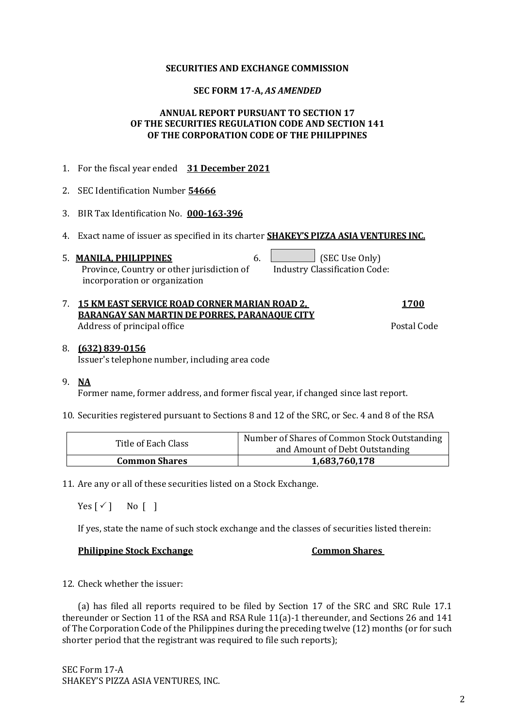**SECURITIES AND EXCHANGE COMMISSION**

**SEC FORM 17-A, *AS AMENDED***

**ANNUAL REPORT PURSUANT TO SECTION 17**
**OF THE SECURITIES REGULATION CODE AND SECTION 141**
**OF THE CORPORATION CODE OF THE PHILIPPINES**

1. For the fiscal year ended **31 December 2021**

2. SEC Identification Number **54666**

3. BIR Tax Identification No. **000-163-396**

4. Exact name of issuer as specified in its charter **SHAKEY'S PIZZA ASIA VENTURES INC.**

5. **MANILA, PHILIPPINES**
   Province, Country or other jurisdiction of incorporation or organization

6. [ ] (SEC Use Only)
   Industry Classification Code:

7. **15 KM EAST SERVICE ROAD CORNER MARIAN ROAD 2, BARANGAY SAN MARTIN DE PORRES, PARANAQUE CITY** — **1700**
   Address of principal office — Postal Code

8. **(632) 839-0156**
   Issuer's telephone number, including area code

9. **NA**
   Former name, former address, and former fiscal year, if changed since last report.

10. Securities registered pursuant to Sections 8 and 12 of the SRC, or Sec. 4 and 8 of the RSA

| Title of Each Class | Number of Shares of Common Stock Outstanding and Amount of Debt Outstanding |
|---|---|
| **Common Shares** | **1,683,760,178** |

11. Are any or all of these securities listed on a Stock Exchange.

    Yes [ ✓ ]   No [ ]

    If yes, state the name of such stock exchange and the classes of securities listed therein:

    **Philippine Stock Exchange** — **Common Shares**

12. Check whether the issuer:

    (a) has filed all reports required to be filed by Section 17 of the SRC and SRC Rule 17.1 thereunder or Section 11 of the RSA and RSA Rule 11(a)-1 thereunder, and Sections 26 and 141 of The Corporation Code of the Philippines during the preceding twelve (12) months (or for such shorter period that the registrant was required to file such reports);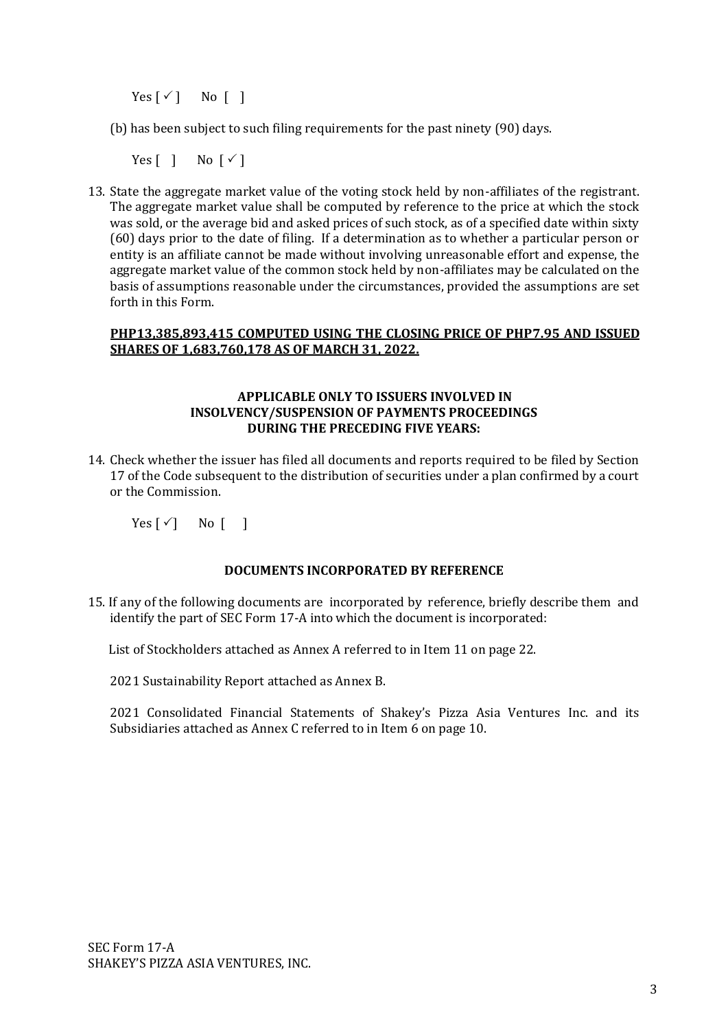Yes [ ✓ ]    No [  ]

(b) has been subject to such filing requirements for the past ninety (90) days.

Yes [  ]    No [ ✓ ]

13. State the aggregate market value of the voting stock held by non-affiliates of the registrant. The aggregate market value shall be computed by reference to the price at which the stock was sold, or the average bid and asked prices of such stock, as of a specified date within sixty (60) days prior to the date of filing. If a determination as to whether a particular person or entity is an affiliate cannot be made without involving unreasonable effort and expense, the aggregate market value of the common stock held by non-affiliates may be calculated on the basis of assumptions reasonable under the circumstances, provided the assumptions are set forth in this Form.

**PHP13,385,893,415 COMPUTED USING THE CLOSING PRICE OF PHP7.95 AND ISSUED SHARES OF 1,683,760,178 AS OF MARCH 31, 2022.**

**APPLICABLE ONLY TO ISSUERS INVOLVED IN INSOLVENCY/SUSPENSION OF PAYMENTS PROCEEDINGS DURING THE PRECEDING FIVE YEARS:**

14. Check whether the issuer has filed all documents and reports required to be filed by Section 17 of the Code subsequent to the distribution of securities under a plan confirmed by a court or the Commission.

Yes [ ✓ ]    No [  ]

**DOCUMENTS INCORPORATED BY REFERENCE**

15. If any of the following documents are incorporated by reference, briefly describe them and identify the part of SEC Form 17-A into which the document is incorporated:

List of Stockholders attached as Annex A referred to in Item 11 on page 22.

2021 Sustainability Report attached as Annex B.

2021 Consolidated Financial Statements of Shakey's Pizza Asia Ventures Inc. and its Subsidiaries attached as Annex C referred to in Item 6 on page 10.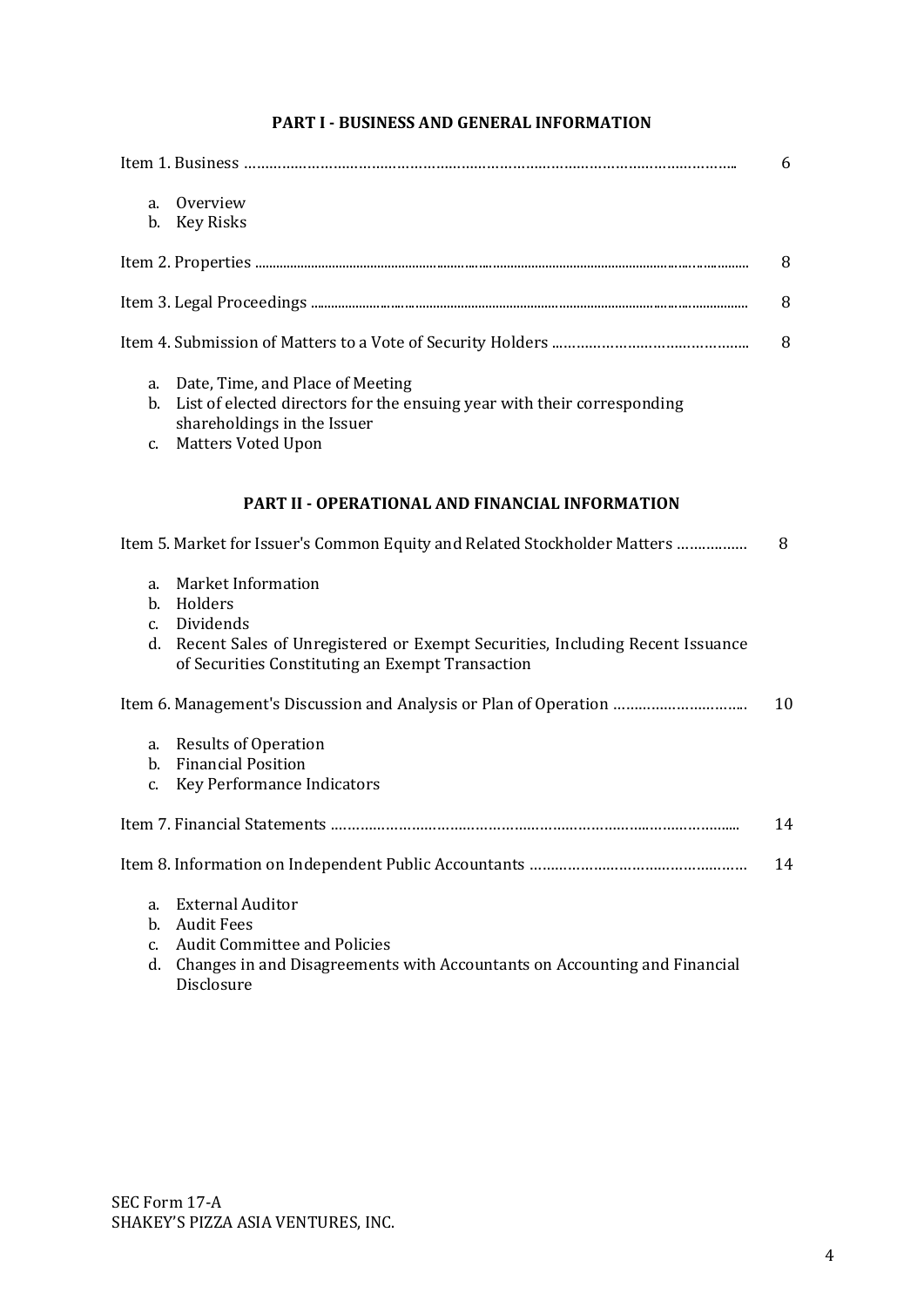## PART I - BUSINESS AND GENERAL INFORMATION

| | |
|---|---|
| Item 1. Business | 6 |
| a. Overview<br>b. Key Risks | |
| Item 2. Properties | 8 |
| Item 3. Legal Proceedings | 8 |
| Item 4. Submission of Matters to a Vote of Security Holders | 8 |
| a. Date, Time, and Place of Meeting<br>b. List of elected directors for the ensuing year with their corresponding shareholdings in the Issuer<br>c. Matters Voted Upon | |

## PART II - OPERATIONAL AND FINANCIAL INFORMATION

| | |
|---|---|
| Item 5. Market for Issuer's Common Equity and Related Stockholder Matters | 8 |
| a. Market Information<br>b. Holders<br>c. Dividends<br>d. Recent Sales of Unregistered or Exempt Securities, Including Recent Issuance of Securities Constituting an Exempt Transaction | |
| Item 6. Management's Discussion and Analysis or Plan of Operation | 10 |
| a. Results of Operation<br>b. Financial Position<br>c. Key Performance Indicators | |
| Item 7. Financial Statements | 14 |
| Item 8. Information on Independent Public Accountants | 14 |
| a. External Auditor<br>b. Audit Fees<br>c. Audit Committee and Policies<br>d. Changes in and Disagreements with Accountants on Accounting and Financial Disclosure | |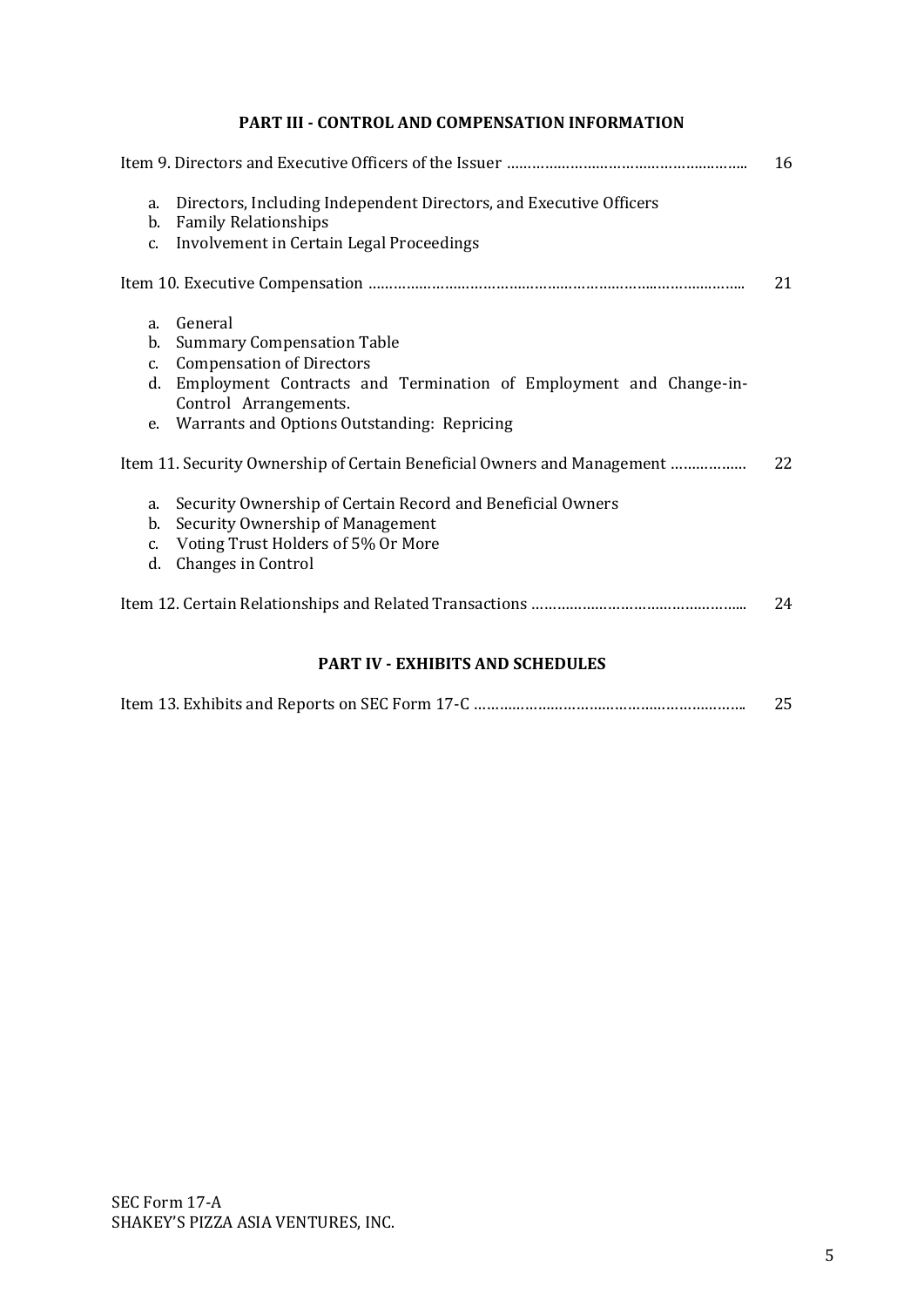## PART III - CONTROL AND COMPENSATION INFORMATION

| | |
|---|---|
| Item 9. Directors and Executive Officers of the Issuer | 16 |

a. Directors, Including Independent Directors, and Executive Officers
b. Family Relationships
c. Involvement in Certain Legal Proceedings

| | |
|---|---|
| Item 10. Executive Compensation | 21 |

a. General
b. Summary Compensation Table
c. Compensation of Directors
d. Employment Contracts and Termination of Employment and Change-in-Control Arrangements.
e. Warrants and Options Outstanding: Repricing

| | |
|---|---|
| Item 11. Security Ownership of Certain Beneficial Owners and Management | 22 |

a. Security Ownership of Certain Record and Beneficial Owners
b. Security Ownership of Management
c. Voting Trust Holders of 5% Or More
d. Changes in Control

| | |
|---|---|
| Item 12. Certain Relationships and Related Transactions | 24 |

## PART IV - EXHIBITS AND SCHEDULES

| | |
|---|---|
| Item 13. Exhibits and Reports on SEC Form 17-C | 25 |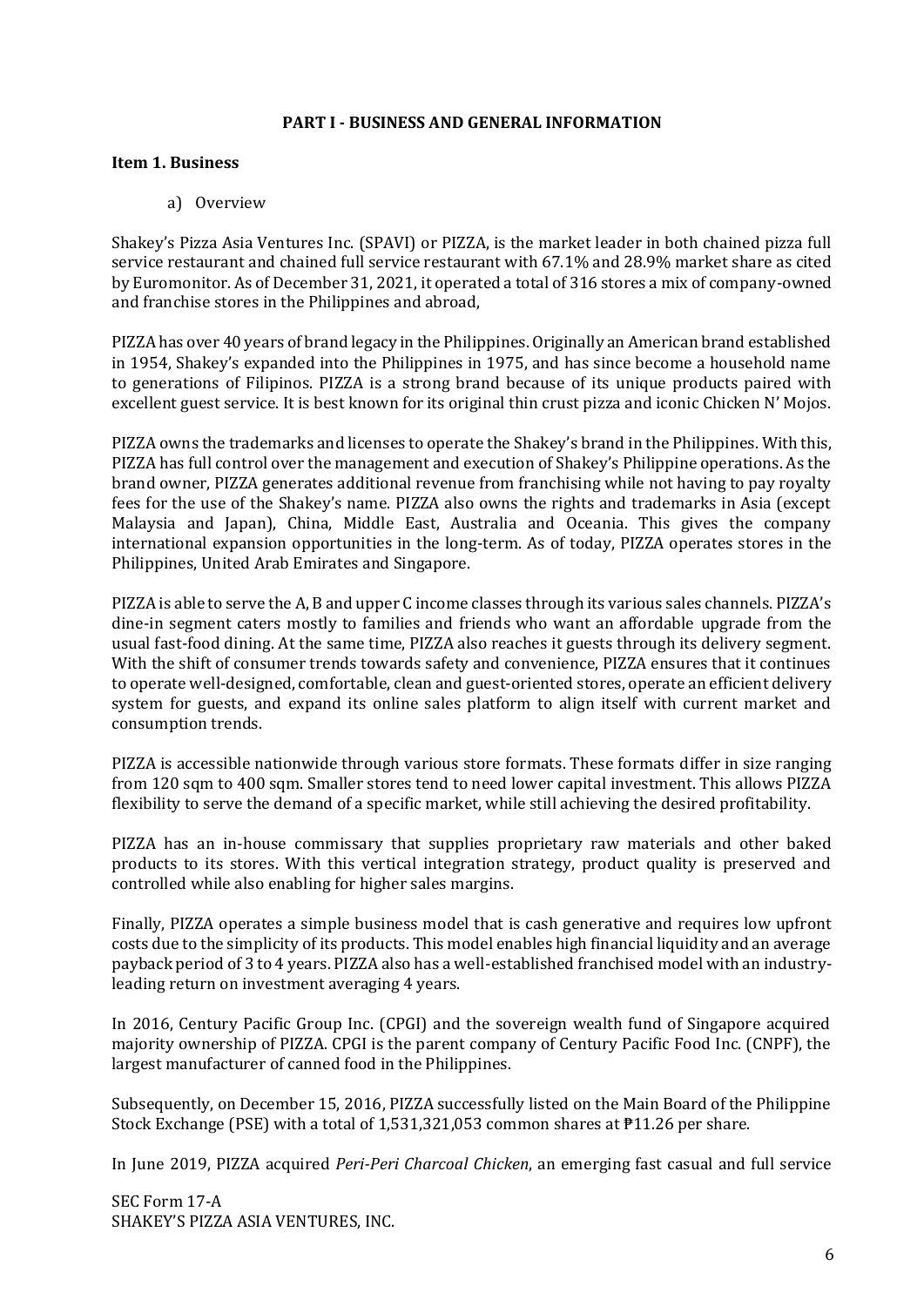## PART I - BUSINESS AND GENERAL INFORMATION

### Item 1. Business

a) Overview

Shakey's Pizza Asia Ventures Inc. (SPAVI) or PIZZA, is the market leader in both chained pizza full service restaurant and chained full service restaurant with 67.1% and 28.9% market share as cited by Euromonitor. As of December 31, 2021, it operated a total of 316 stores a mix of company-owned and franchise stores in the Philippines and abroad,

PIZZA has over 40 years of brand legacy in the Philippines. Originally an American brand established in 1954, Shakey's expanded into the Philippines in 1975, and has since become a household name to generations of Filipinos. PIZZA is a strong brand because of its unique products paired with excellent guest service. It is best known for its original thin crust pizza and iconic Chicken N' Mojos.

PIZZA owns the trademarks and licenses to operate the Shakey's brand in the Philippines. With this, PIZZA has full control over the management and execution of Shakey's Philippine operations. As the brand owner, PIZZA generates additional revenue from franchising while not having to pay royalty fees for the use of the Shakey's name. PIZZA also owns the rights and trademarks in Asia (except Malaysia and Japan), China, Middle East, Australia and Oceania. This gives the company international expansion opportunities in the long-term. As of today, PIZZA operates stores in the Philippines, United Arab Emirates and Singapore.

PIZZA is able to serve the A, B and upper C income classes through its various sales channels. PIZZA's dine-in segment caters mostly to families and friends who want an affordable upgrade from the usual fast-food dining. At the same time, PIZZA also reaches it guests through its delivery segment. With the shift of consumer trends towards safety and convenience, PIZZA ensures that it continues to operate well-designed, comfortable, clean and guest-oriented stores, operate an efficient delivery system for guests, and expand its online sales platform to align itself with current market and consumption trends.

PIZZA is accessible nationwide through various store formats. These formats differ in size ranging from 120 sqm to 400 sqm. Smaller stores tend to need lower capital investment. This allows PIZZA flexibility to serve the demand of a specific market, while still achieving the desired profitability.

PIZZA has an in-house commissary that supplies proprietary raw materials and other baked products to its stores. With this vertical integration strategy, product quality is preserved and controlled while also enabling for higher sales margins.

Finally, PIZZA operates a simple business model that is cash generative and requires low upfront costs due to the simplicity of its products. This model enables high financial liquidity and an average payback period of 3 to 4 years. PIZZA also has a well-established franchised model with an industry-leading return on investment averaging 4 years.

In 2016, Century Pacific Group Inc. (CPGI) and the sovereign wealth fund of Singapore acquired majority ownership of PIZZA. CPGI is the parent company of Century Pacific Food Inc. (CNPF), the largest manufacturer of canned food in the Philippines.

Subsequently, on December 15, 2016, PIZZA successfully listed on the Main Board of the Philippine Stock Exchange (PSE) with a total of 1,531,321,053 common shares at ₱11.26 per share.

In June 2019, PIZZA acquired *Peri-Peri Charcoal Chicken*, an emerging fast casual and full service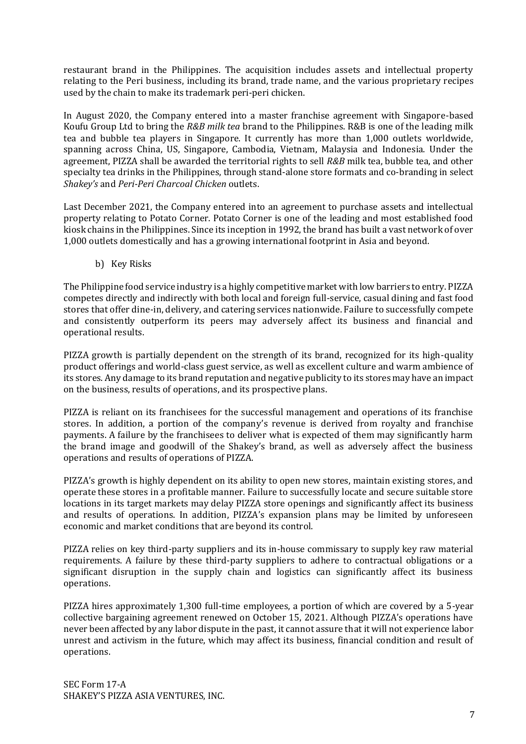restaurant brand in the Philippines. The acquisition includes assets and intellectual property relating to the Peri business, including its brand, trade name, and the various proprietary recipes used by the chain to make its trademark peri-peri chicken.

In August 2020, the Company entered into a master franchise agreement with Singapore-based Koufu Group Ltd to bring the *R&B milk tea* brand to the Philippines. R&B is one of the leading milk tea and bubble tea players in Singapore. It currently has more than 1,000 outlets worldwide, spanning across China, US, Singapore, Cambodia, Vietnam, Malaysia and Indonesia. Under the agreement, PIZZA shall be awarded the territorial rights to sell *R&B* milk tea, bubble tea, and other specialty tea drinks in the Philippines, through stand-alone store formats and co-branding in select *Shakey's* and *Peri-Peri Charcoal Chicken* outlets.

Last December 2021, the Company entered into an agreement to purchase assets and intellectual property relating to Potato Corner. Potato Corner is one of the leading and most established food kiosk chains in the Philippines. Since its inception in 1992, the brand has built a vast network of over 1,000 outlets domestically and has a growing international footprint in Asia and beyond.

b) Key Risks

The Philippine food service industry is a highly competitive market with low barriers to entry. PIZZA competes directly and indirectly with both local and foreign full-service, casual dining and fast food stores that offer dine-in, delivery, and catering services nationwide. Failure to successfully compete and consistently outperform its peers may adversely affect its business and financial and operational results.

PIZZA growth is partially dependent on the strength of its brand, recognized for its high-quality product offerings and world-class guest service, as well as excellent culture and warm ambience of its stores. Any damage to its brand reputation and negative publicity to its stores may have an impact on the business, results of operations, and its prospective plans.

PIZZA is reliant on its franchisees for the successful management and operations of its franchise stores. In addition, a portion of the company's revenue is derived from royalty and franchise payments. A failure by the franchisees to deliver what is expected of them may significantly harm the brand image and goodwill of the Shakey's brand, as well as adversely affect the business operations and results of operations of PIZZA.

PIZZA's growth is highly dependent on its ability to open new stores, maintain existing stores, and operate these stores in a profitable manner. Failure to successfully locate and secure suitable store locations in its target markets may delay PIZZA store openings and significantly affect its business and results of operations. In addition, PIZZA's expansion plans may be limited by unforeseen economic and market conditions that are beyond its control.

PIZZA relies on key third-party suppliers and its in-house commissary to supply key raw material requirements. A failure by these third-party suppliers to adhere to contractual obligations or a significant disruption in the supply chain and logistics can significantly affect its business operations.

PIZZA hires approximately 1,300 full-time employees, a portion of which are covered by a 5-year collective bargaining agreement renewed on October 15, 2021. Although PIZZA's operations have never been affected by any labor dispute in the past, it cannot assure that it will not experience labor unrest and activism in the future, which may affect its business, financial condition and result of operations.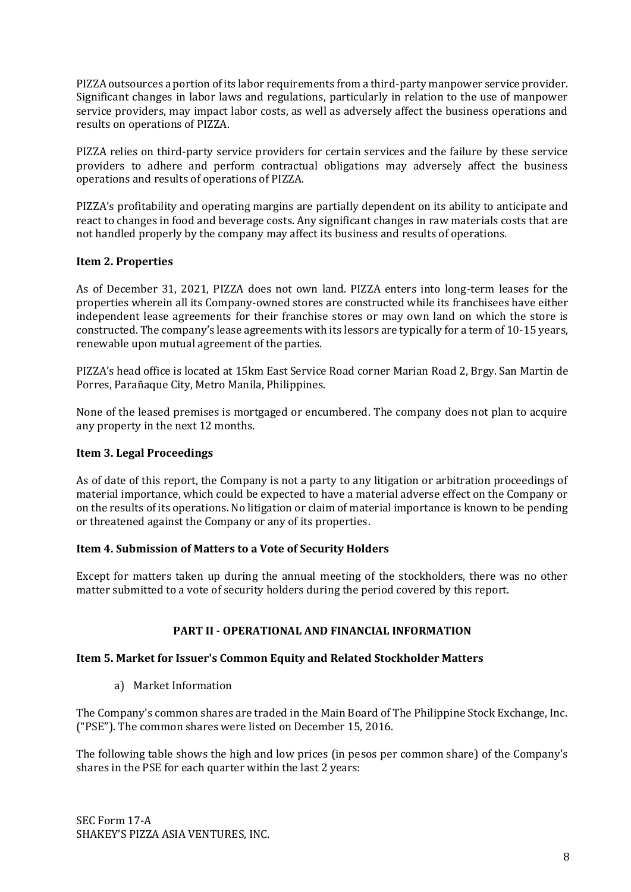PIZZA outsources a portion of its labor requirements from a third-party manpower service provider. Significant changes in labor laws and regulations, particularly in relation to the use of manpower service providers, may impact labor costs, as well as adversely affect the business operations and results on operations of PIZZA.

PIZZA relies on third-party service providers for certain services and the failure by these service providers to adhere and perform contractual obligations may adversely affect the business operations and results of operations of PIZZA.

PIZZA's profitability and operating margins are partially dependent on its ability to anticipate and react to changes in food and beverage costs. Any significant changes in raw materials costs that are not handled properly by the company may affect its business and results of operations.

### Item 2. Properties

As of December 31, 2021, PIZZA does not own land. PIZZA enters into long-term leases for the properties wherein all its Company-owned stores are constructed while its franchisees have either independent lease agreements for their franchise stores or may own land on which the store is constructed. The company's lease agreements with its lessors are typically for a term of 10-15 years, renewable upon mutual agreement of the parties.

PIZZA's head office is located at 15km East Service Road corner Marian Road 2, Brgy. San Martin de Porres, Parañaque City, Metro Manila, Philippines.

None of the leased premises is mortgaged or encumbered. The company does not plan to acquire any property in the next 12 months.

### Item 3. Legal Proceedings

As of date of this report, the Company is not a party to any litigation or arbitration proceedings of material importance, which could be expected to have a material adverse effect on the Company or on the results of its operations. No litigation or claim of material importance is known to be pending or threatened against the Company or any of its properties.

### Item 4. Submission of Matters to a Vote of Security Holders

Except for matters taken up during the annual meeting of the stockholders, there was no other matter submitted to a vote of security holders during the period covered by this report.

## PART II - OPERATIONAL AND FINANCIAL INFORMATION

### Item 5. Market for Issuer's Common Equity and Related Stockholder Matters

a) Market Information

The Company's common shares are traded in the Main Board of The Philippine Stock Exchange, Inc. ("PSE"). The common shares were listed on December 15, 2016.

The following table shows the high and low prices (in pesos per common share) of the Company's shares in the PSE for each quarter within the last 2 years: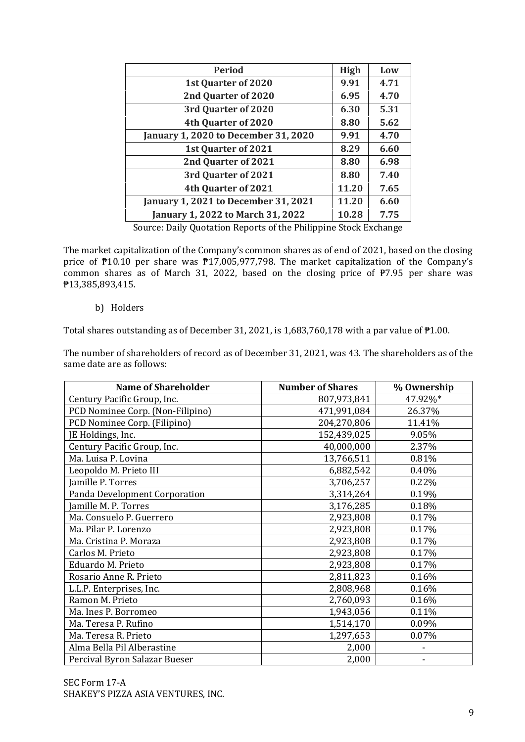| Period | High | Low |
|---|---|---|
| 1st Quarter of 2020 | 9.91 | 4.71 |
| 2nd Quarter of 2020 | 6.95 | 4.70 |
| 3rd Quarter of 2020 | 6.30 | 5.31 |
| 4th Quarter of 2020 | 8.80 | 5.62 |
| January 1, 2020 to December 31, 2020 | 9.91 | 4.70 |
| 1st Quarter of 2021 | 8.29 | 6.60 |
| 2nd Quarter of 2021 | 8.80 | 6.98 |
| 3rd Quarter of 2021 | 8.80 | 7.40 |
| 4th Quarter of 2021 | 11.20 | 7.65 |
| January 1, 2021 to December 31, 2021 | 11.20 | 6.60 |
| January 1, 2022 to March 31, 2022 | 10.28 | 7.75 |

Source: Daily Quotation Reports of the Philippine Stock Exchange

The market capitalization of the Company's common shares as of end of 2021, based on the closing price of ₱10.10 per share was ₱17,005,977,798. The market capitalization of the Company's common shares as of March 31, 2022, based on the closing price of ₱7.95 per share was ₱13,385,893,415.

b) Holders

Total shares outstanding as of December 31, 2021, is 1,683,760,178 with a par value of ₱1.00.

The number of shareholders of record as of December 31, 2021, was 43. The shareholders as of the same date are as follows:

| Name of Shareholder | Number of Shares | % Ownership |
|---|---|---|
| Century Pacific Group, Inc. | 807,973,841 | 47.92%* |
| PCD Nominee Corp. (Non-Filipino) | 471,991,084 | 26.37% |
| PCD Nominee Corp. (Filipino) | 204,270,806 | 11.41% |
| JE Holdings, Inc. | 152,439,025 | 9.05% |
| Century Pacific Group, Inc. | 40,000,000 | 2.37% |
| Ma. Luisa P. Lovina | 13,766,511 | 0.81% |
| Leopoldo M. Prieto III | 6,882,542 | 0.40% |
| Jamille P. Torres | 3,706,257 | 0.22% |
| Panda Development Corporation | 3,314,264 | 0.19% |
| Jamille M. P. Torres | 3,176,285 | 0.18% |
| Ma. Consuelo P. Guerrero | 2,923,808 | 0.17% |
| Ma. Pilar P. Lorenzo | 2,923,808 | 0.17% |
| Ma. Cristina P. Moraza | 2,923,808 | 0.17% |
| Carlos M. Prieto | 2,923,808 | 0.17% |
| Eduardo M. Prieto | 2,923,808 | 0.17% |
| Rosario Anne R. Prieto | 2,811,823 | 0.16% |
| L.L.P. Enterprises, Inc. | 2,808,968 | 0.16% |
| Ramon M. Prieto | 2,760,093 | 0.16% |
| Ma. Ines P. Borromeo | 1,943,056 | 0.11% |
| Ma. Teresa P. Rufino | 1,514,170 | 0.09% |
| Ma. Teresa R. Prieto | 1,297,653 | 0.07% |
| Alma Bella Pil Alberastine | 2,000 | - |
| Percival Byron Salazar Bueser | 2,000 | - |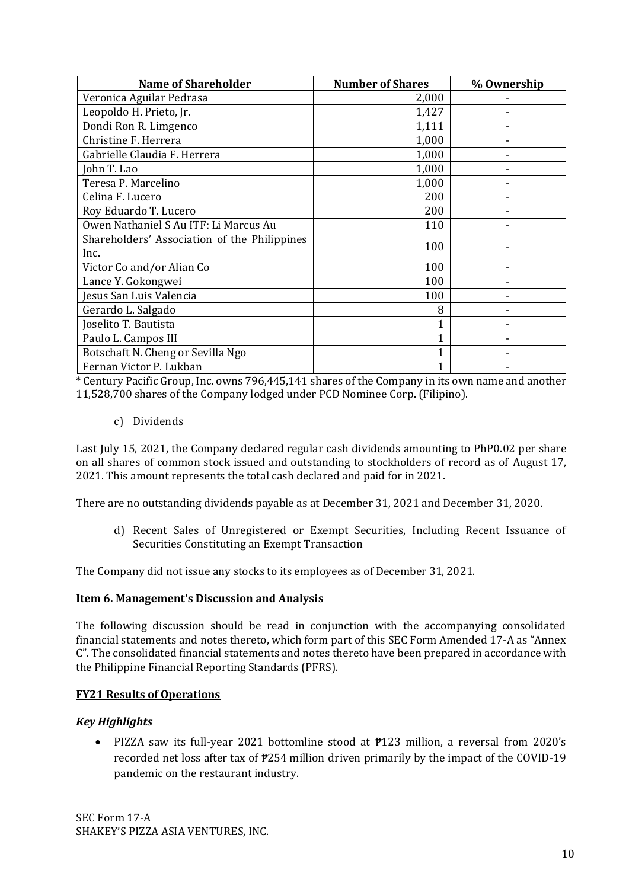| Name of Shareholder | Number of Shares | % Ownership |
|---|---|---|
| Veronica Aguilar Pedrasa | 2,000 | - |
| Leopoldo H. Prieto, Jr. | 1,427 | - |
| Dondi Ron R. Limgenco | 1,111 | - |
| Christine F. Herrera | 1,000 | - |
| Gabrielle Claudia F. Herrera | 1,000 | - |
| John T. Lao | 1,000 | - |
| Teresa P. Marcelino | 1,000 | - |
| Celina F. Lucero | 200 | - |
| Roy Eduardo T. Lucero | 200 | - |
| Owen Nathaniel S Au ITF: Li Marcus Au | 110 | - |
| Shareholders' Association of the Philippines Inc. | 100 | - |
| Victor Co and/or Alian Co | 100 | - |
| Lance Y. Gokongwei | 100 | - |
| Jesus San Luis Valencia | 100 | - |
| Gerardo L. Salgado | 8 | - |
| Joselito T. Bautista | 1 | - |
| Paulo L. Campos III | 1 | - |
| Botschaft N. Cheng or Sevilla Ngo | 1 | - |
| Fernan Victor P. Lukban | 1 | - |

* Century Pacific Group, Inc. owns 796,445,141 shares of the Company in its own name and another 11,528,700 shares of the Company lodged under PCD Nominee Corp. (Filipino).

c) Dividends

Last July 15, 2021, the Company declared regular cash dividends amounting to PhP0.02 per share on all shares of common stock issued and outstanding to stockholders of record as of August 17, 2021. This amount represents the total cash declared and paid for in 2021.

There are no outstanding dividends payable as at December 31, 2021 and December 31, 2020.

d) Recent Sales of Unregistered or Exempt Securities, Including Recent Issuance of Securities Constituting an Exempt Transaction

The Company did not issue any stocks to its employees as of December 31, 2021.

**Item 6. Management's Discussion and Analysis**

The following discussion should be read in conjunction with the accompanying consolidated financial statements and notes thereto, which form part of this SEC Form Amended 17-A as "Annex C". The consolidated financial statements and notes thereto have been prepared in accordance with the Philippine Financial Reporting Standards (PFRS).

**FY21 Results of Operations**

***Key Highlights***

- PIZZA saw its full-year 2021 bottomline stood at ₱123 million, a reversal from 2020's recorded net loss after tax of ₱254 million driven primarily by the impact of the COVID-19 pandemic on the restaurant industry.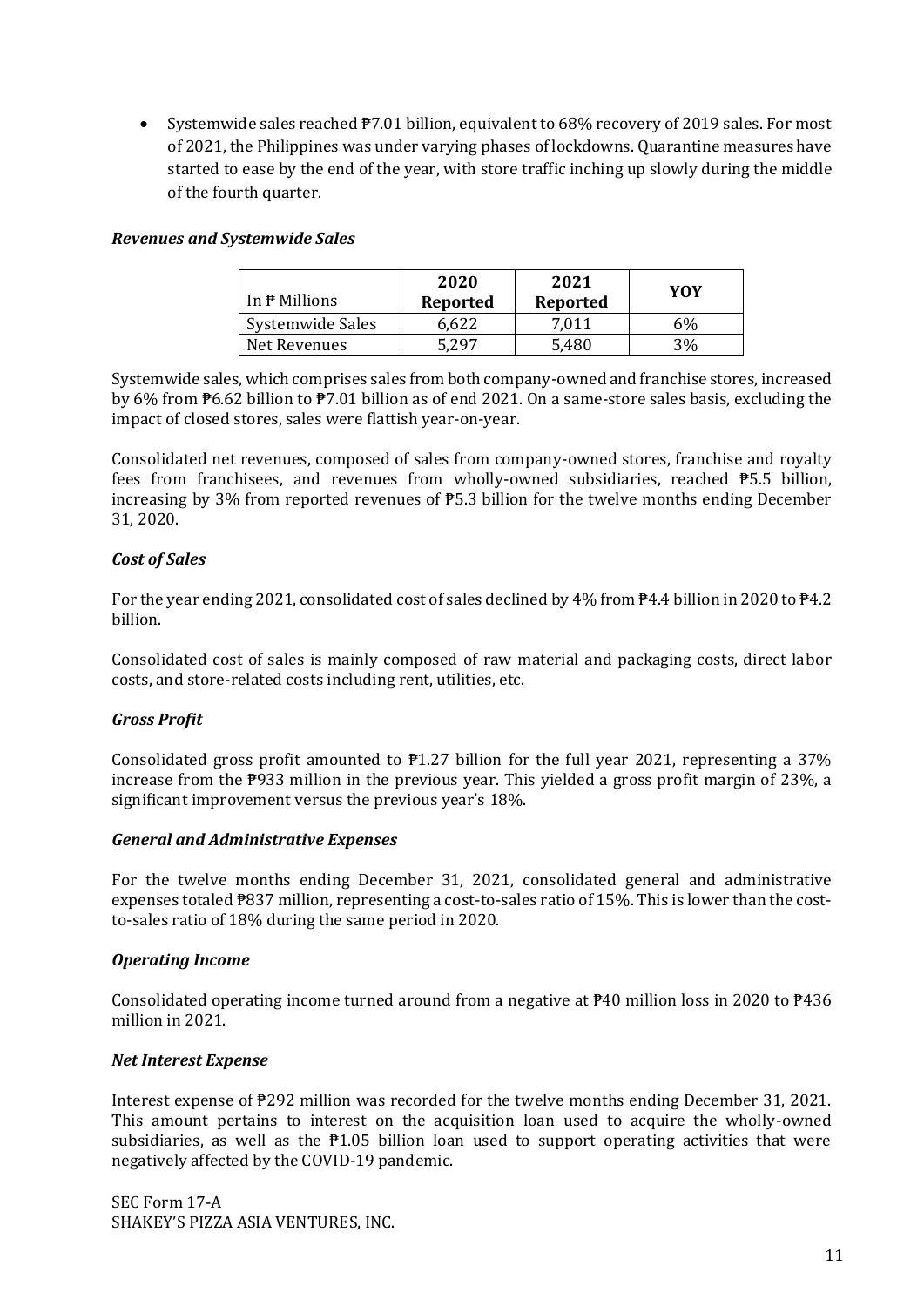- Systemwide sales reached ₱7.01 billion, equivalent to 68% recovery of 2019 sales. For most of 2021, the Philippines was under varying phases of lockdowns. Quarantine measures have started to ease by the end of the year, with store traffic inching up slowly during the middle of the fourth quarter.

***Revenues and Systemwide Sales***

| In ₱ Millions | 2020 Reported | 2021 Reported | YOY |
|---|---|---|---|
| Systemwide Sales | 6,622 | 7,011 | 6% |
| Net Revenues | 5,297 | 5,480 | 3% |

Systemwide sales, which comprises sales from both company-owned and franchise stores, increased by 6% from ₱6.62 billion to ₱7.01 billion as of end 2021. On a same-store sales basis, excluding the impact of closed stores, sales were flattish year-on-year.

Consolidated net revenues, composed of sales from company-owned stores, franchise and royalty fees from franchisees, and revenues from wholly-owned subsidiaries, reached ₱5.5 billion, increasing by 3% from reported revenues of ₱5.3 billion for the twelve months ending December 31, 2020.

***Cost of Sales***

For the year ending 2021, consolidated cost of sales declined by 4% from ₱4.4 billion in 2020 to ₱4.2 billion.

Consolidated cost of sales is mainly composed of raw material and packaging costs, direct labor costs, and store-related costs including rent, utilities, etc.

***Gross Profit***

Consolidated gross profit amounted to ₱1.27 billion for the full year 2021, representing a 37% increase from the ₱933 million in the previous year. This yielded a gross profit margin of 23%, a significant improvement versus the previous year's 18%.

***General and Administrative Expenses***

For the twelve months ending December 31, 2021, consolidated general and administrative expenses totaled ₱837 million, representing a cost-to-sales ratio of 15%. This is lower than the cost-to-sales ratio of 18% during the same period in 2020.

***Operating Income***

Consolidated operating income turned around from a negative at ₱40 million loss in 2020 to ₱436 million in 2021.

***Net Interest Expense***

Interest expense of ₱292 million was recorded for the twelve months ending December 31, 2021. This amount pertains to interest on the acquisition loan used to acquire the wholly-owned subsidiaries, as well as the ₱1.05 billion loan used to support operating activities that were negatively affected by the COVID-19 pandemic.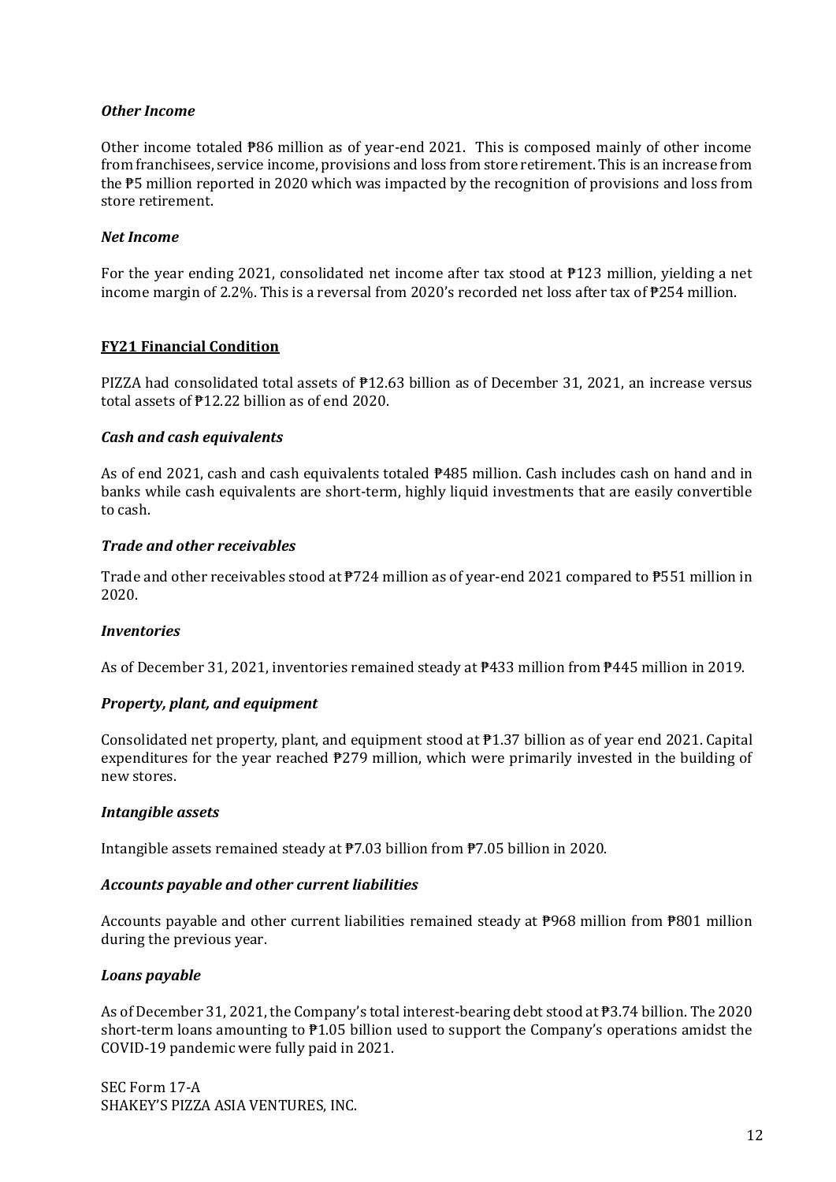***Other Income***

Other income totaled ₱86 million as of year-end 2021. This is composed mainly of other income from franchisees, service income, provisions and loss from store retirement. This is an increase from the ₱5 million reported in 2020 which was impacted by the recognition of provisions and loss from store retirement.

***Net Income***

For the year ending 2021, consolidated net income after tax stood at ₱123 million, yielding a net income margin of 2.2%. This is a reversal from 2020's recorded net loss after tax of ₱254 million.

## <u>**FY21 Financial Condition**</u>

PIZZA had consolidated total assets of ₱12.63 billion as of December 31, 2021, an increase versus total assets of ₱12.22 billion as of end 2020.

***Cash and cash equivalents***

As of end 2021, cash and cash equivalents totaled ₱485 million. Cash includes cash on hand and in banks while cash equivalents are short-term, highly liquid investments that are easily convertible to cash.

***Trade and other receivables***

Trade and other receivables stood at ₱724 million as of year-end 2021 compared to ₱551 million in 2020.

***Inventories***

As of December 31, 2021, inventories remained steady at ₱433 million from ₱445 million in 2019.

***Property, plant, and equipment***

Consolidated net property, plant, and equipment stood at ₱1.37 billion as of year end 2021. Capital expenditures for the year reached ₱279 million, which were primarily invested in the building of new stores.

***Intangible assets***

Intangible assets remained steady at ₱7.03 billion from ₱7.05 billion in 2020.

***Accounts payable and other current liabilities***

Accounts payable and other current liabilities remained steady at ₱968 million from ₱801 million during the previous year.

***Loans payable***

As of December 31, 2021, the Company's total interest-bearing debt stood at ₱3.74 billion. The 2020 short-term loans amounting to ₱1.05 billion used to support the Company's operations amidst the COVID-19 pandemic were fully paid in 2021.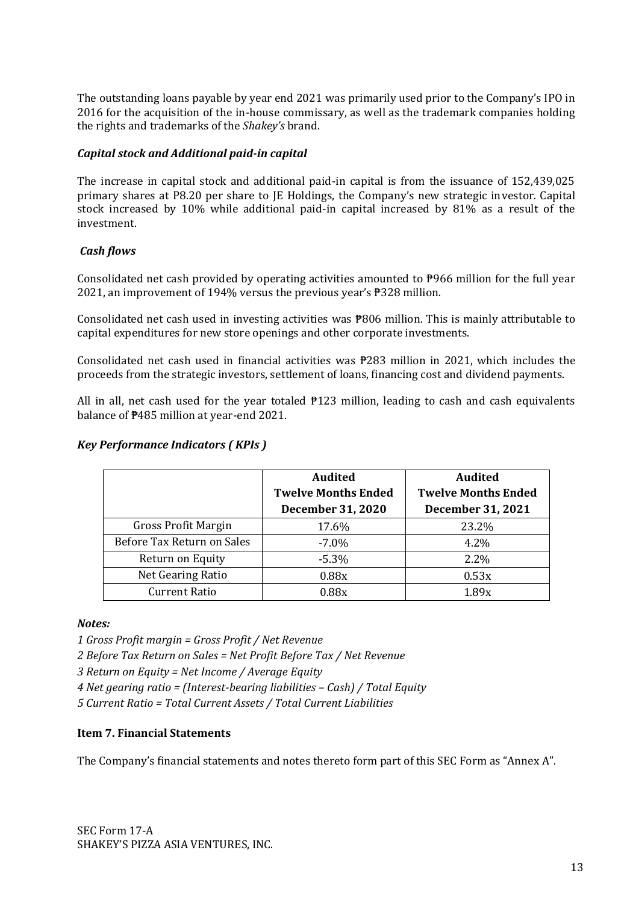The outstanding loans payable by year end 2021 was primarily used prior to the Company's IPO in 2016 for the acquisition of the in-house commissary, as well as the trademark companies holding the rights and trademarks of the *Shakey's* brand.

### *Capital stock and Additional paid-in capital*

The increase in capital stock and additional paid-in capital is from the issuance of 152,439,025 primary shares at P8.20 per share to JE Holdings, the Company's new strategic investor. Capital stock increased by 10% while additional paid-in capital increased by 81% as a result of the investment.

### *Cash flows*

Consolidated net cash provided by operating activities amounted to ₱966 million for the full year 2021, an improvement of 194% versus the previous year's ₱328 million.

Consolidated net cash used in investing activities was ₱806 million. This is mainly attributable to capital expenditures for new store openings and other corporate investments.

Consolidated net cash used in financial activities was ₱283 million in 2021, which includes the proceeds from the strategic investors, settlement of loans, financing cost and dividend payments.

All in all, net cash used for the year totaled ₱123 million, leading to cash and cash equivalents balance of ₱485 million at year-end 2021.

### *Key Performance Indicators ( KPIs )*

| | **Audited Twelve Months Ended December 31, 2020** | **Audited Twelve Months Ended December 31, 2021** |
|---|---|---|
| Gross Profit Margin | 17.6% | 23.2% |
| Before Tax Return on Sales | -7.0% | 4.2% |
| Return on Equity | -5.3% | 2.2% |
| Net Gearing Ratio | 0.88x | 0.53x |
| Current Ratio | 0.88x | 1.89x |

*Notes:*

*1 Gross Profit margin = Gross Profit / Net Revenue*

*2 Before Tax Return on Sales = Net Profit Before Tax / Net Revenue*

*3 Return on Equity = Net Income / Average Equity*

*4 Net gearing ratio = (Interest-bearing liabilities – Cash) / Total Equity*

*5 Current Ratio = Total Current Assets / Total Current Liabilities*

### **Item 7. Financial Statements**

The Company's financial statements and notes thereto form part of this SEC Form as "Annex A".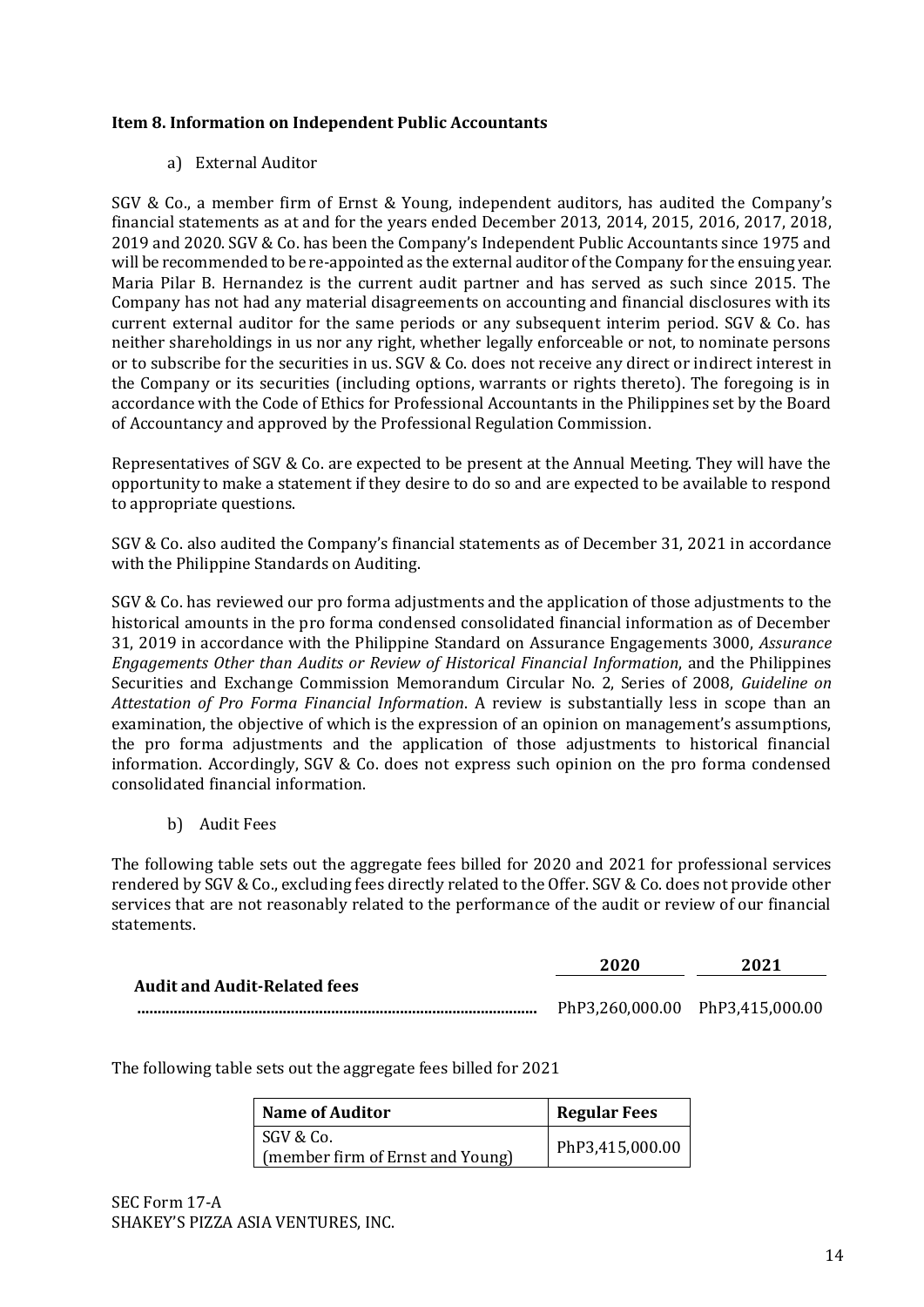### Item 8. Information on Independent Public Accountants

a) External Auditor

SGV & Co., a member firm of Ernst & Young, independent auditors, has audited the Company's financial statements as at and for the years ended December 2013, 2014, 2015, 2016, 2017, 2018, 2019 and 2020. SGV & Co. has been the Company's Independent Public Accountants since 1975 and will be recommended to be re-appointed as the external auditor of the Company for the ensuing year. Maria Pilar B. Hernandez is the current audit partner and has served as such since 2015. The Company has not had any material disagreements on accounting and financial disclosures with its current external auditor for the same periods or any subsequent interim period. SGV & Co. has neither shareholdings in us nor any right, whether legally enforceable or not, to nominate persons or to subscribe for the securities in us. SGV & Co. does not receive any direct or indirect interest in the Company or its securities (including options, warrants or rights thereto). The foregoing is in accordance with the Code of Ethics for Professional Accountants in the Philippines set by the Board of Accountancy and approved by the Professional Regulation Commission.

Representatives of SGV & Co. are expected to be present at the Annual Meeting. They will have the opportunity to make a statement if they desire to do so and are expected to be available to respond to appropriate questions.

SGV & Co. also audited the Company's financial statements as of December 31, 2021 in accordance with the Philippine Standards on Auditing.

SGV & Co. has reviewed our pro forma adjustments and the application of those adjustments to the historical amounts in the pro forma condensed consolidated financial information as of December 31, 2019 in accordance with the Philippine Standard on Assurance Engagements 3000, *Assurance Engagements Other than Audits or Review of Historical Financial Information*, and the Philippines Securities and Exchange Commission Memorandum Circular No. 2, Series of 2008, *Guideline on Attestation of Pro Forma Financial Information*. A review is substantially less in scope than an examination, the objective of which is the expression of an opinion on management's assumptions, the pro forma adjustments and the application of those adjustments to historical financial information. Accordingly, SGV & Co. does not express such opinion on the pro forma condensed consolidated financial information.

b) Audit Fees

The following table sets out the aggregate fees billed for 2020 and 2021 for professional services rendered by SGV & Co., excluding fees directly related to the Offer. SGV & Co. does not provide other services that are not reasonably related to the performance of the audit or review of our financial statements.

| | 2020 | 2021 |
|---|---|---|
| **Audit and Audit-Related fees** | PhP3,260,000.00 | PhP3,415,000.00 |

The following table sets out the aggregate fees billed for 2021

| Name of Auditor | Regular Fees |
|---|---|
| SGV & Co. (member firm of Ernst and Young) | PhP3,415,000.00 |

SEC Form 17-A
SHAKEY'S PIZZA ASIA VENTURES, INC.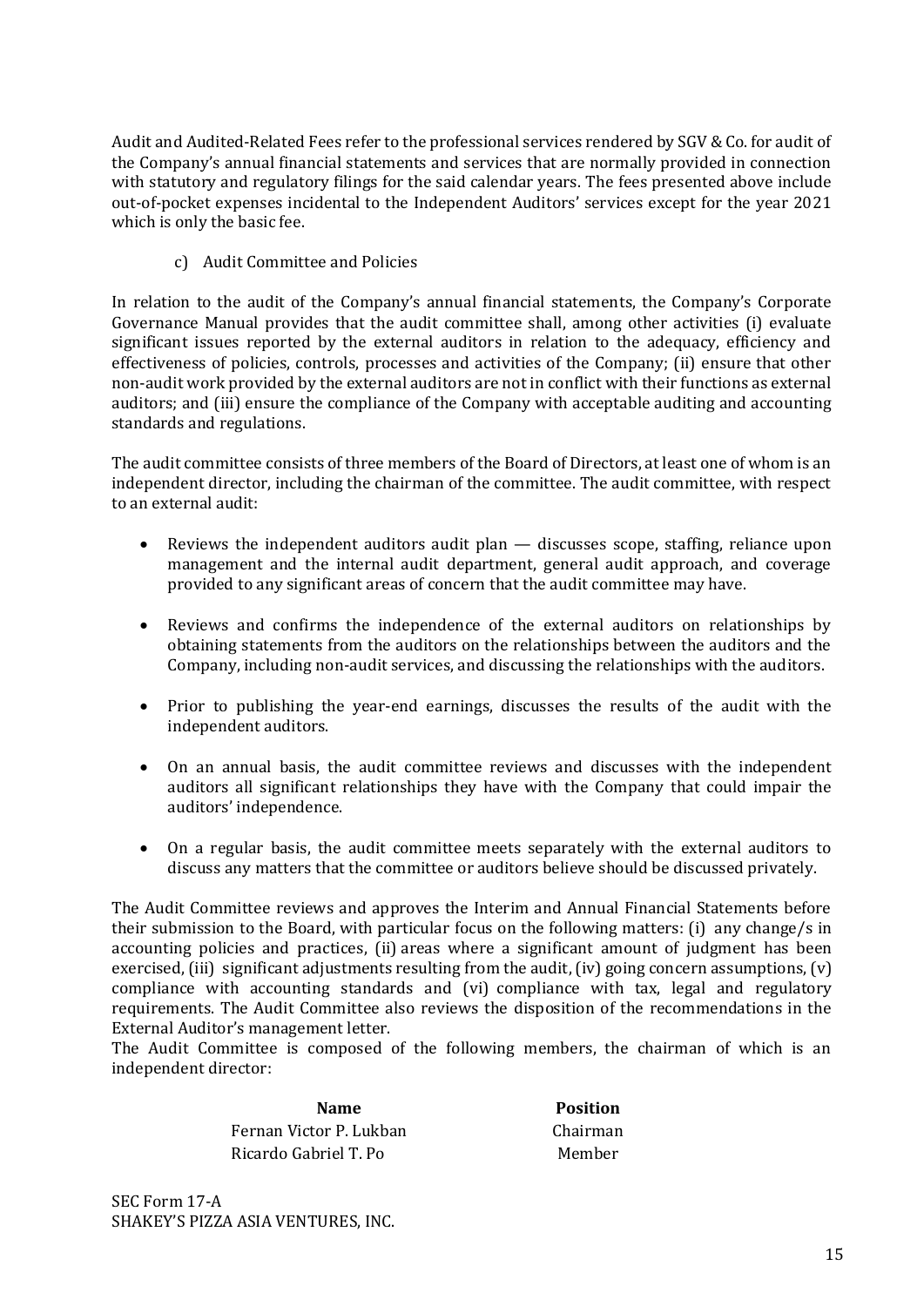Audit and Audited-Related Fees refer to the professional services rendered by SGV & Co. for audit of the Company's annual financial statements and services that are normally provided in connection with statutory and regulatory filings for the said calendar years. The fees presented above include out-of-pocket expenses incidental to the Independent Auditors' services except for the year 2021 which is only the basic fee.

c) Audit Committee and Policies

In relation to the audit of the Company's annual financial statements, the Company's Corporate Governance Manual provides that the audit committee shall, among other activities (i) evaluate significant issues reported by the external auditors in relation to the adequacy, efficiency and effectiveness of policies, controls, processes and activities of the Company; (ii) ensure that other non-audit work provided by the external auditors are not in conflict with their functions as external auditors; and (iii) ensure the compliance of the Company with acceptable auditing and accounting standards and regulations.

The audit committee consists of three members of the Board of Directors, at least one of whom is an independent director, including the chairman of the committee. The audit committee, with respect to an external audit:

- Reviews the independent auditors audit plan — discusses scope, staffing, reliance upon management and the internal audit department, general audit approach, and coverage provided to any significant areas of concern that the audit committee may have.
- Reviews and confirms the independence of the external auditors on relationships by obtaining statements from the auditors on the relationships between the auditors and the Company, including non-audit services, and discussing the relationships with the auditors.
- Prior to publishing the year-end earnings, discusses the results of the audit with the independent auditors.
- On an annual basis, the audit committee reviews and discusses with the independent auditors all significant relationships they have with the Company that could impair the auditors' independence.
- On a regular basis, the audit committee meets separately with the external auditors to discuss any matters that the committee or auditors believe should be discussed privately.

The Audit Committee reviews and approves the Interim and Annual Financial Statements before their submission to the Board, with particular focus on the following matters: (i) any change/s in accounting policies and practices, (ii) areas where a significant amount of judgment has been exercised, (iii) significant adjustments resulting from the audit, (iv) going concern assumptions, (v) compliance with accounting standards and (vi) compliance with tax, legal and regulatory requirements. The Audit Committee also reviews the disposition of the recommendations in the External Auditor's management letter.

The Audit Committee is composed of the following members, the chairman of which is an independent director:

| Name | Position |
| --- | --- |
| Fernan Victor P. Lukban | Chairman |
| Ricardo Gabriel T. Po | Member |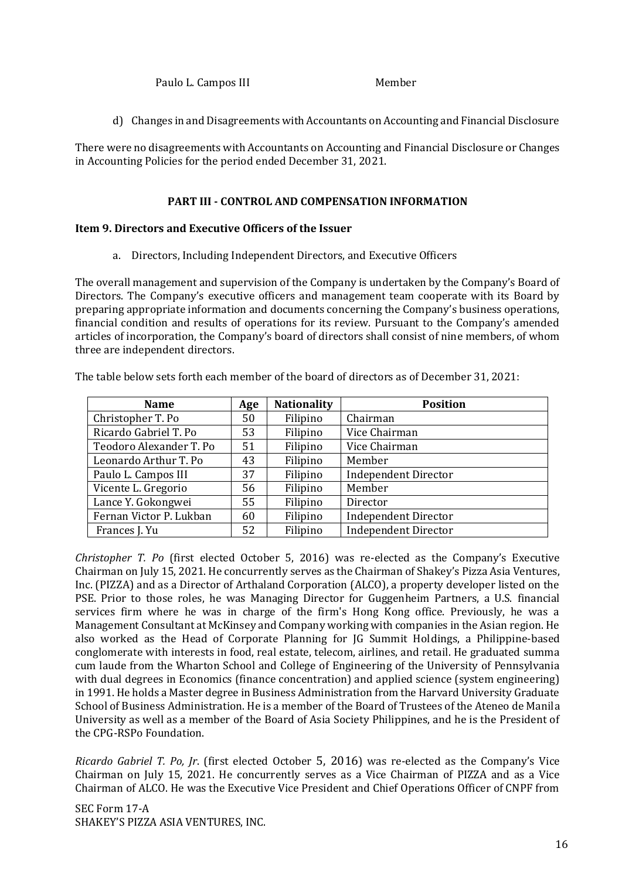Paulo L. Campos III Member

d) Changes in and Disagreements with Accountants on Accounting and Financial Disclosure

There were no disagreements with Accountants on Accounting and Financial Disclosure or Changes in Accounting Policies for the period ended December 31, 2021.

## PART III - CONTROL AND COMPENSATION INFORMATION

### Item 9. Directors and Executive Officers of the Issuer

a. Directors, Including Independent Directors, and Executive Officers

The overall management and supervision of the Company is undertaken by the Company's Board of Directors. The Company's executive officers and management team cooperate with its Board by preparing appropriate information and documents concerning the Company's business operations, financial condition and results of operations for its review. Pursuant to the Company's amended articles of incorporation, the Company's board of directors shall consist of nine members, of whom three are independent directors.

The table below sets forth each member of the board of directors as of December 31, 2021:

| Name | Age | Nationality | Position |
|---|---|---|---|
| Christopher T. Po | 50 | Filipino | Chairman |
| Ricardo Gabriel T. Po | 53 | Filipino | Vice Chairman |
| Teodoro Alexander T. Po | 51 | Filipino | Vice Chairman |
| Leonardo Arthur T. Po | 43 | Filipino | Member |
| Paulo L. Campos III | 37 | Filipino | Independent Director |
| Vicente L. Gregorio | 56 | Filipino | Member |
| Lance Y. Gokongwei | 55 | Filipino | Director |
| Fernan Victor P. Lukban | 60 | Filipino | Independent Director |
| Frances J. Yu | 52 | Filipino | Independent Director |

*Christopher T. Po* (first elected October 5, 2016) was re-elected as the Company's Executive Chairman on July 15, 2021. He concurrently serves as the Chairman of Shakey's Pizza Asia Ventures, Inc. (PIZZA) and as a Director of Arthaland Corporation (ALCO), a property developer listed on the PSE. Prior to those roles, he was Managing Director for Guggenheim Partners, a U.S. financial services firm where he was in charge of the firm's Hong Kong office. Previously, he was a Management Consultant at McKinsey and Company working with companies in the Asian region. He also worked as the Head of Corporate Planning for JG Summit Holdings, a Philippine-based conglomerate with interests in food, real estate, telecom, airlines, and retail. He graduated summa cum laude from the Wharton School and College of Engineering of the University of Pennsylvania with dual degrees in Economics (finance concentration) and applied science (system engineering) in 1991. He holds a Master degree in Business Administration from the Harvard University Graduate School of Business Administration. He is a member of the Board of Trustees of the Ateneo de Manila University as well as a member of the Board of Asia Society Philippines, and he is the President of the CPG-RSPo Foundation.

*Ricardo Gabriel T. Po, Jr.* (first elected October 5, 2016) was re-elected as the Company's Vice Chairman on July 15, 2021. He concurrently serves as a Vice Chairman of PIZZA and as a Vice Chairman of ALCO. He was the Executive Vice President and Chief Operations Officer of CNPF from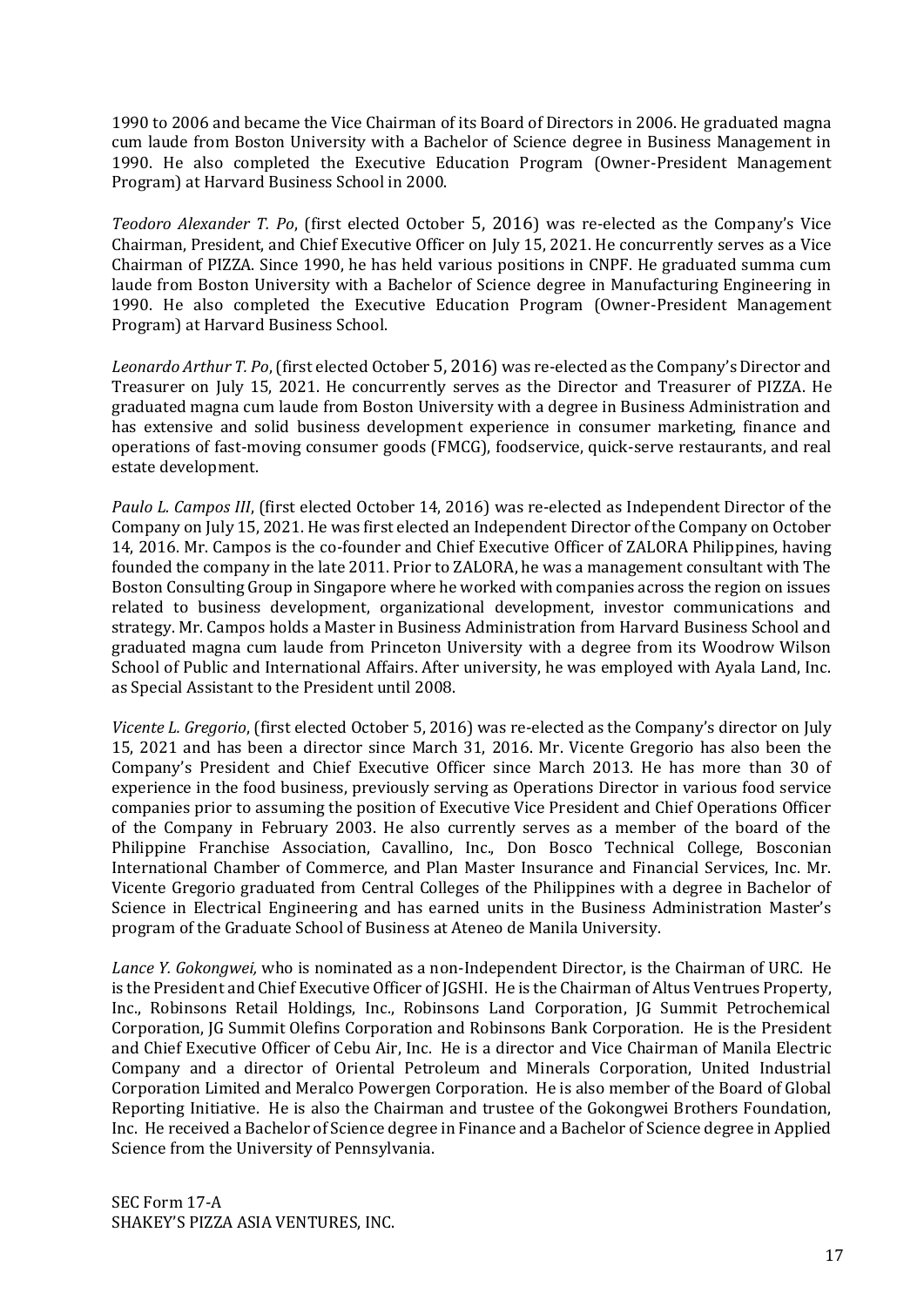1990 to 2006 and became the Vice Chairman of its Board of Directors in 2006. He graduated magna cum laude from Boston University with a Bachelor of Science degree in Business Management in 1990. He also completed the Executive Education Program (Owner-President Management Program) at Harvard Business School in 2000.

*Teodoro Alexander T. Po*, (first elected October 5, 2016) was re-elected as the Company's Vice Chairman, President, and Chief Executive Officer on July 15, 2021. He concurrently serves as a Vice Chairman of PIZZA. Since 1990, he has held various positions in CNPF. He graduated summa cum laude from Boston University with a Bachelor of Science degree in Manufacturing Engineering in 1990. He also completed the Executive Education Program (Owner-President Management Program) at Harvard Business School.

*Leonardo Arthur T. Po*, (first elected October 5, 2016) was re-elected as the Company's Director and Treasurer on July 15, 2021. He concurrently serves as the Director and Treasurer of PIZZA. He graduated magna cum laude from Boston University with a degree in Business Administration and has extensive and solid business development experience in consumer marketing, finance and operations of fast-moving consumer goods (FMCG), foodservice, quick-serve restaurants, and real estate development.

*Paulo L. Campos III*, (first elected October 14, 2016) was re-elected as Independent Director of the Company on July 15, 2021. He was first elected an Independent Director of the Company on October 14, 2016. Mr. Campos is the co-founder and Chief Executive Officer of ZALORA Philippines, having founded the company in the late 2011. Prior to ZALORA, he was a management consultant with The Boston Consulting Group in Singapore where he worked with companies across the region on issues related to business development, organizational development, investor communications and strategy. Mr. Campos holds a Master in Business Administration from Harvard Business School and graduated magna cum laude from Princeton University with a degree from its Woodrow Wilson School of Public and International Affairs. After university, he was employed with Ayala Land, Inc. as Special Assistant to the President until 2008.

*Vicente L. Gregorio*, (first elected October 5, 2016) was re-elected as the Company's director on July 15, 2021 and has been a director since March 31, 2016. Mr. Vicente Gregorio has also been the Company's President and Chief Executive Officer since March 2013. He has more than 30 of experience in the food business, previously serving as Operations Director in various food service companies prior to assuming the position of Executive Vice President and Chief Operations Officer of the Company in February 2003. He also currently serves as a member of the board of the Philippine Franchise Association, Cavallino, Inc., Don Bosco Technical College, Bosconian International Chamber of Commerce, and Plan Master Insurance and Financial Services, Inc. Mr. Vicente Gregorio graduated from Central Colleges of the Philippines with a degree in Bachelor of Science in Electrical Engineering and has earned units in the Business Administration Master's program of the Graduate School of Business at Ateneo de Manila University.

*Lance Y. Gokongwei,* who is nominated as a non-Independent Director, is the Chairman of URC. He is the President and Chief Executive Officer of JGSHI. He is the Chairman of Altus Ventrues Property, Inc., Robinsons Retail Holdings, Inc., Robinsons Land Corporation, JG Summit Petrochemical Corporation, JG Summit Olefins Corporation and Robinsons Bank Corporation. He is the President and Chief Executive Officer of Cebu Air, Inc. He is a director and Vice Chairman of Manila Electric Company and a director of Oriental Petroleum and Minerals Corporation, United Industrial Corporation Limited and Meralco Powergen Corporation. He is also member of the Board of Global Reporting Initiative. He is also the Chairman and trustee of the Gokongwei Brothers Foundation, Inc. He received a Bachelor of Science degree in Finance and a Bachelor of Science degree in Applied Science from the University of Pennsylvania.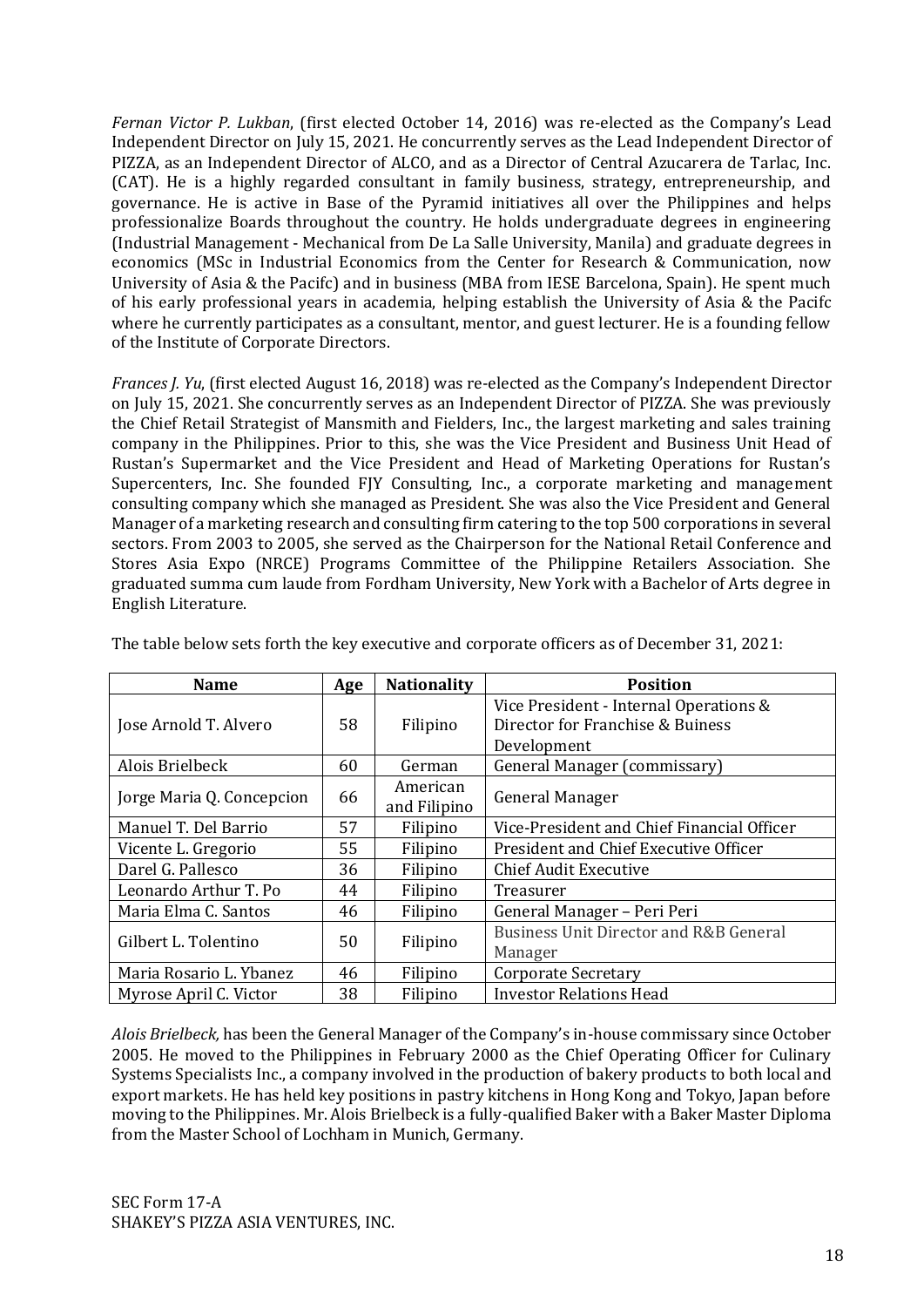*Fernan Victor P. Lukban*, (first elected October 14, 2016) was re-elected as the Company's Lead Independent Director on July 15, 2021. He concurrently serves as the Lead Independent Director of PIZZA, as an Independent Director of ALCO, and as a Director of Central Azucarera de Tarlac, Inc. (CAT). He is a highly regarded consultant in family business, strategy, entrepreneurship, and governance. He is active in Base of the Pyramid initiatives all over the Philippines and helps professionalize Boards throughout the country. He holds undergraduate degrees in engineering (Industrial Management - Mechanical from De La Salle University, Manila) and graduate degrees in economics (MSc in Industrial Economics from the Center for Research & Communication, now University of Asia & the Pacifc) and in business (MBA from IESE Barcelona, Spain). He spent much of his early professional years in academia, helping establish the University of Asia & the Pacifc where he currently participates as a consultant, mentor, and guest lecturer. He is a founding fellow of the Institute of Corporate Directors.

*Frances J. Yu*, (first elected August 16, 2018) was re-elected as the Company's Independent Director on July 15, 2021. She concurrently serves as an Independent Director of PIZZA. She was previously the Chief Retail Strategist of Mansmith and Fielders, Inc., the largest marketing and sales training company in the Philippines. Prior to this, she was the Vice President and Business Unit Head of Rustan's Supermarket and the Vice President and Head of Marketing Operations for Rustan's Supercenters, Inc. She founded FJY Consulting, Inc., a corporate marketing and management consulting company which she managed as President. She was also the Vice President and General Manager of a marketing research and consulting firm catering to the top 500 corporations in several sectors. From 2003 to 2005, she served as the Chairperson for the National Retail Conference and Stores Asia Expo (NRCE) Programs Committee of the Philippine Retailers Association. She graduated summa cum laude from Fordham University, New York with a Bachelor of Arts degree in English Literature.

The table below sets forth the key executive and corporate officers as of December 31, 2021:

| Name | Age | Nationality | Position |
|---|---|---|---|
| Jose Arnold T. Alvero | 58 | Filipino | Vice President - Internal Operations & Director for Franchise & Buiness Development |
| Alois Brielbeck | 60 | German | General Manager (commissary) |
| Jorge Maria Q. Concepcion | 66 | American and Filipino | General Manager |
| Manuel T. Del Barrio | 57 | Filipino | Vice-President and Chief Financial Officer |
| Vicente L. Gregorio | 55 | Filipino | President and Chief Executive Officer |
| Darel G. Pallesco | 36 | Filipino | Chief Audit Executive |
| Leonardo Arthur T. Po | 44 | Filipino | Treasurer |
| Maria Elma C. Santos | 46 | Filipino | General Manager – Peri Peri |
| Gilbert L. Tolentino | 50 | Filipino | Business Unit Director and R&B General Manager |
| Maria Rosario L. Ybanez | 46 | Filipino | Corporate Secretary |
| Myrose April C. Victor | 38 | Filipino | Investor Relations Head |

*Alois Brielbeck,* has been the General Manager of the Company's in-house commissary since October 2005. He moved to the Philippines in February 2000 as the Chief Operating Officer for Culinary Systems Specialists Inc., a company involved in the production of bakery products to both local and export markets. He has held key positions in pastry kitchens in Hong Kong and Tokyo, Japan before moving to the Philippines. Mr. Alois Brielbeck is a fully-qualified Baker with a Baker Master Diploma from the Master School of Lochham in Munich, Germany.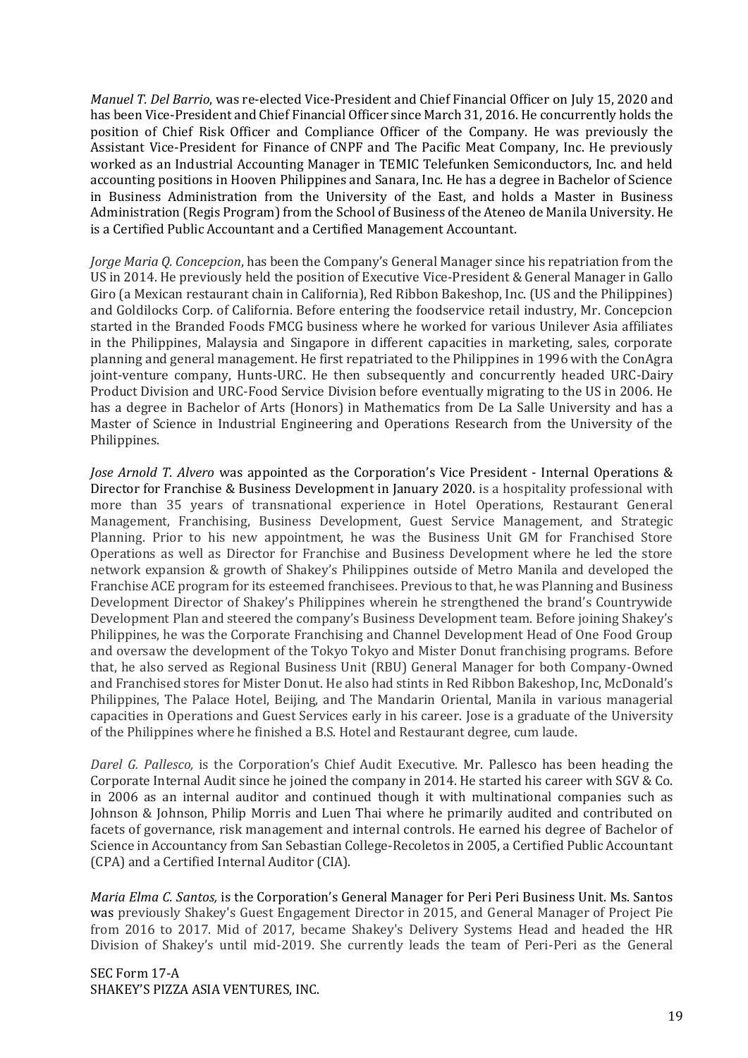*Manuel T. Del Barrio*, was re-elected Vice-President and Chief Financial Officer on July 15, 2020 and has been Vice-President and Chief Financial Officer since March 31, 2016. He concurrently holds the position of Chief Risk Officer and Compliance Officer of the Company. He was previously the Assistant Vice-President for Finance of CNPF and The Pacific Meat Company, Inc. He previously worked as an Industrial Accounting Manager in TEMIC Telefunken Semiconductors, Inc. and held accounting positions in Hooven Philippines and Sanara, Inc. He has a degree in Bachelor of Science in Business Administration from the University of the East, and holds a Master in Business Administration (Regis Program) from the School of Business of the Ateneo de Manila University. He is a Certified Public Accountant and a Certified Management Accountant.

*Jorge Maria Q. Concepcion*, has been the Company's General Manager since his repatriation from the US in 2014. He previously held the position of Executive Vice-President & General Manager in Gallo Giro (a Mexican restaurant chain in California), Red Ribbon Bakeshop, Inc. (US and the Philippines) and Goldilocks Corp. of California. Before entering the foodservice retail industry, Mr. Concepcion started in the Branded Foods FMCG business where he worked for various Unilever Asia affiliates in the Philippines, Malaysia and Singapore in different capacities in marketing, sales, corporate planning and general management. He first repatriated to the Philippines in 1996 with the ConAgra joint-venture company, Hunts-URC. He then subsequently and concurrently headed URC-Dairy Product Division and URC-Food Service Division before eventually migrating to the US in 2006. He has a degree in Bachelor of Arts (Honors) in Mathematics from De La Salle University and has a Master of Science in Industrial Engineering and Operations Research from the University of the Philippines.

*Jose Arnold T. Alvero* was appointed as the Corporation's Vice President - Internal Operations & Director for Franchise & Business Development in January 2020. is a hospitality professional with more than 35 years of transnational experience in Hotel Operations, Restaurant General Management, Franchising, Business Development, Guest Service Management, and Strategic Planning. Prior to his new appointment, he was the Business Unit GM for Franchised Store Operations as well as Director for Franchise and Business Development where he led the store network expansion & growth of Shakey's Philippines outside of Metro Manila and developed the Franchise ACE program for its esteemed franchisees. Previous to that, he was Planning and Business Development Director of Shakey's Philippines wherein he strengthened the brand's Countrywide Development Plan and steered the company's Business Development team. Before joining Shakey's Philippines, he was the Corporate Franchising and Channel Development Head of One Food Group and oversaw the development of the Tokyo Tokyo and Mister Donut franchising programs. Before that, he also served as Regional Business Unit (RBU) General Manager for both Company-Owned and Franchised stores for Mister Donut. He also had stints in Red Ribbon Bakeshop, Inc, McDonald's Philippines, The Palace Hotel, Beijing, and The Mandarin Oriental, Manila in various managerial capacities in Operations and Guest Services early in his career. Jose is a graduate of the University of the Philippines where he finished a B.S. Hotel and Restaurant degree, cum laude.

*Darel G. Pallesco,* is the Corporation's Chief Audit Executive. Mr. Pallesco has been heading the Corporate Internal Audit since he joined the company in 2014. He started his career with SGV & Co. in 2006 as an internal auditor and continued though it with multinational companies such as Johnson & Johnson, Philip Morris and Luen Thai where he primarily audited and contributed on facets of governance, risk management and internal controls. He earned his degree of Bachelor of Science in Accountancy from San Sebastian College-Recoletos in 2005, a Certified Public Accountant (CPA) and a Certified Internal Auditor (CIA).

*Maria Elma C. Santos,* is the Corporation's General Manager for Peri Peri Business Unit. Ms. Santos was previously Shakey's Guest Engagement Director in 2015, and General Manager of Project Pie from 2016 to 2017. Mid of 2017, became Shakey's Delivery Systems Head and headed the HR Division of Shakey's until mid-2019. She currently leads the team of Peri-Peri as the General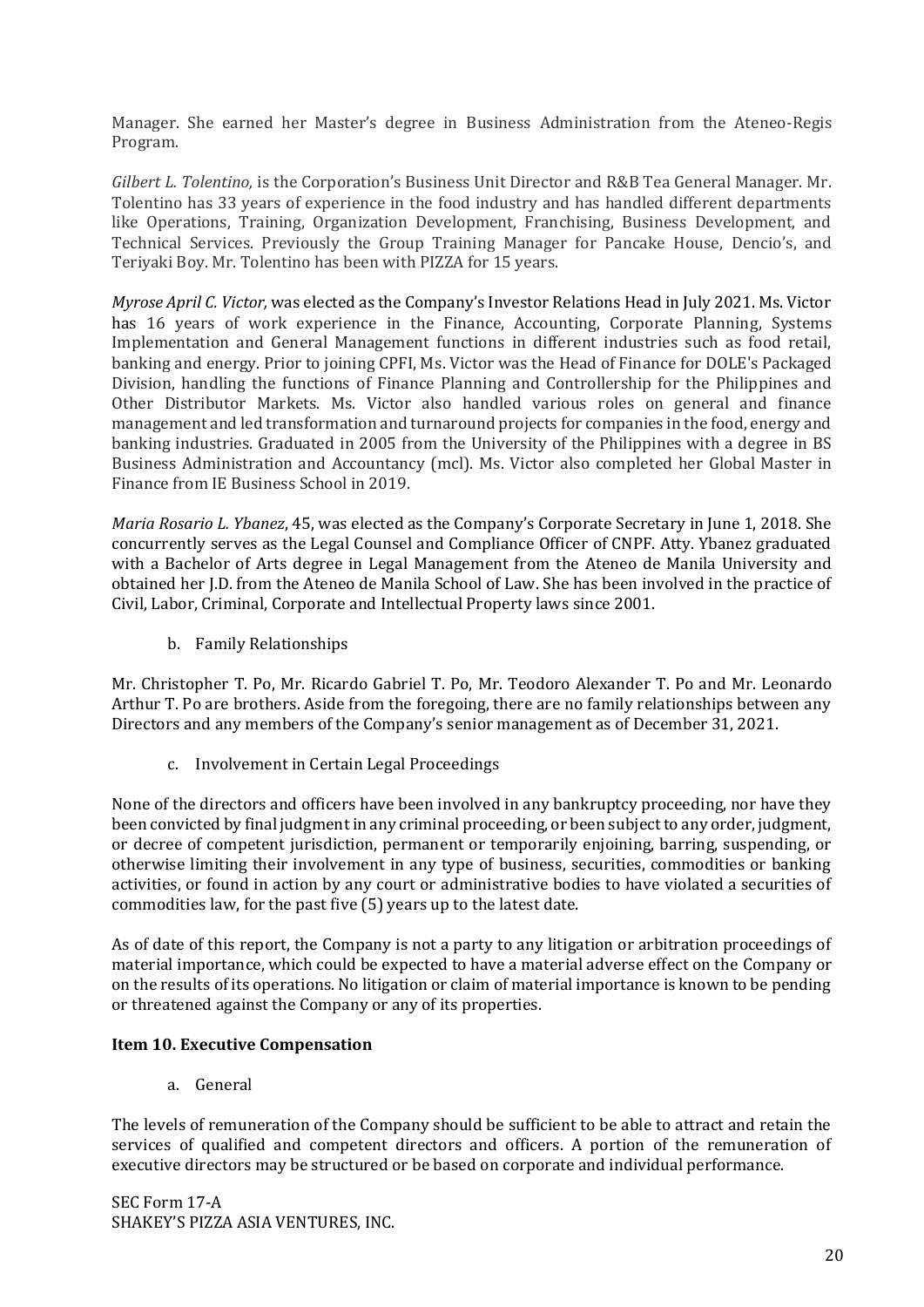Manager. She earned her Master's degree in Business Administration from the Ateneo-Regis Program.

*Gilbert L. Tolentino,* is the Corporation's Business Unit Director and R&B Tea General Manager. Mr. Tolentino has 33 years of experience in the food industry and has handled different departments like Operations, Training, Organization Development, Franchising, Business Development, and Technical Services. Previously the Group Training Manager for Pancake House, Dencio's, and Teriyaki Boy. Mr. Tolentino has been with PIZZA for 15 years.

*Myrose April C. Victor,* was elected as the Company's Investor Relations Head in July 2021. Ms. Victor has 16 years of work experience in the Finance, Accounting, Corporate Planning, Systems Implementation and General Management functions in different industries such as food retail, banking and energy. Prior to joining CPFI, Ms. Victor was the Head of Finance for DOLE's Packaged Division, handling the functions of Finance Planning and Controllership for the Philippines and Other Distributor Markets. Ms. Victor also handled various roles on general and finance management and led transformation and turnaround projects for companies in the food, energy and banking industries. Graduated in 2005 from the University of the Philippines with a degree in BS Business Administration and Accountancy (mcl). Ms. Victor also completed her Global Master in Finance from IE Business School in 2019.

*Maria Rosario L. Ybanez*, 45, was elected as the Company's Corporate Secretary in June 1, 2018. She concurrently serves as the Legal Counsel and Compliance Officer of CNPF. Atty. Ybanez graduated with a Bachelor of Arts degree in Legal Management from the Ateneo de Manila University and obtained her J.D. from the Ateneo de Manila School of Law. She has been involved in the practice of Civil, Labor, Criminal, Corporate and Intellectual Property laws since 2001.

b. Family Relationships

Mr. Christopher T. Po, Mr. Ricardo Gabriel T. Po, Mr. Teodoro Alexander T. Po and Mr. Leonardo Arthur T. Po are brothers. Aside from the foregoing, there are no family relationships between any Directors and any members of the Company's senior management as of December 31, 2021.

c. Involvement in Certain Legal Proceedings

None of the directors and officers have been involved in any bankruptcy proceeding, nor have they been convicted by final judgment in any criminal proceeding, or been subject to any order, judgment, or decree of competent jurisdiction, permanent or temporarily enjoining, barring, suspending, or otherwise limiting their involvement in any type of business, securities, commodities or banking activities, or found in action by any court or administrative bodies to have violated a securities of commodities law, for the past five (5) years up to the latest date.

As of date of this report, the Company is not a party to any litigation or arbitration proceedings of material importance, which could be expected to have a material adverse effect on the Company or on the results of its operations. No litigation or claim of material importance is known to be pending or threatened against the Company or any of its properties.

**Item 10. Executive Compensation**

a. General

The levels of remuneration of the Company should be sufficient to be able to attract and retain the services of qualified and competent directors and officers. A portion of the remuneration of executive directors may be structured or be based on corporate and individual performance.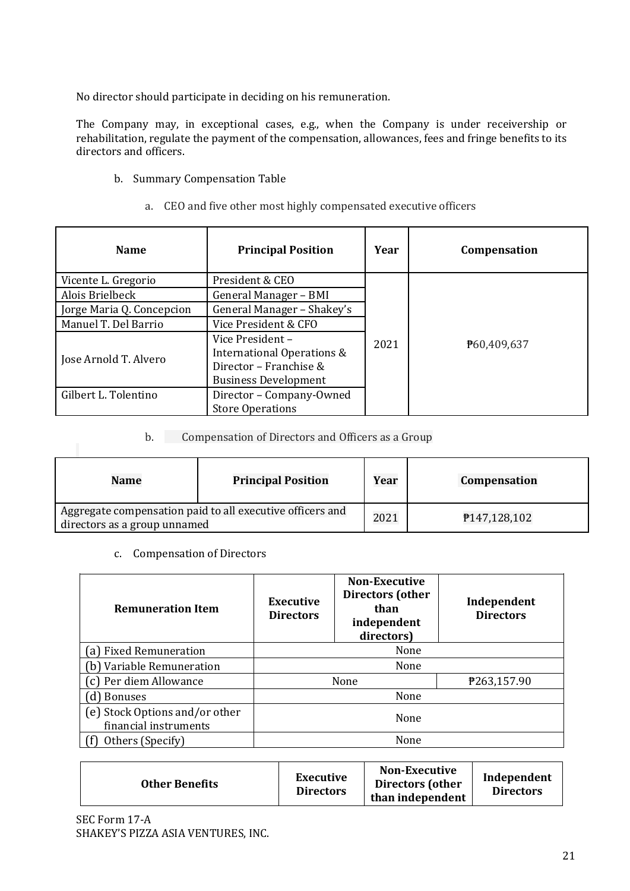No director should participate in deciding on his remuneration.

The Company may, in exceptional cases, e.g., when the Company is under receivership or rehabilitation, regulate the payment of the compensation, allowances, fees and fringe benefits to its directors and officers.

b. Summary Compensation Table

a. CEO and five other most highly compensated executive officers

| Name | Principal Position | Year | Compensation |
|---|---|---|---|
| Vicente L. Gregorio | President & CEO | 2021 | ₱60,409,637 |
| Alois Brielbeck | General Manager – BMI | | |
| Jorge Maria Q. Concepcion | General Manager – Shakey's | | |
| Manuel T. Del Barrio | Vice President & CFO | | |
| Jose Arnold T. Alvero | Vice President – International Operations & Director – Franchise & Business Development | | |
| Gilbert L. Tolentino | Director – Company-Owned Store Operations | | |

b. Compensation of Directors and Officers as a Group

| Name | Principal Position | Year | Compensation |
|---|---|---|---|
| Aggregate compensation paid to all executive officers and directors as a group unnamed | | 2021 | ₱147,128,102 |

c. Compensation of Directors

| Remuneration Item | Executive Directors | Non-Executive Directors (other than independent directors) | Independent Directors |
|---|---|---|---|
| (a) Fixed Remuneration | None | | |
| (b) Variable Remuneration | None | | |
| (c) Per diem Allowance | None | | ₱263,157.90 |
| (d) Bonuses | None | | |
| (e) Stock Options and/or other financial instruments | None | | |
| (f) Others (Specify) | None | | |

| Other Benefits | Executive Directors | Non-Executive Directors (other than independent | Independent Directors |
|---|---|---|---|

SEC Form 17-A
SHAKEY'S PIZZA ASIA VENTURES, INC.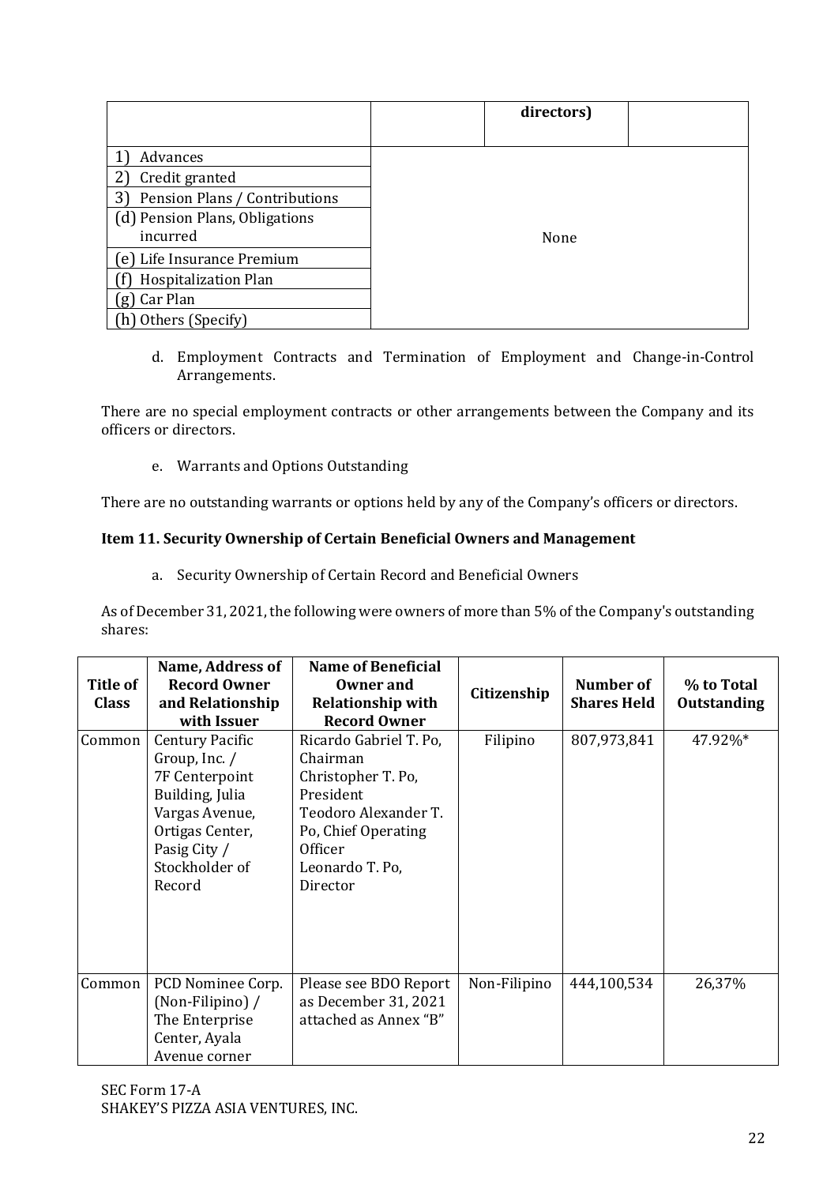| | | directors) | |
|---|---|---|---|
| 1) Advances | None | | |
| 2) Credit granted | | | |
| 3) Pension Plans / Contributions | | | |
| (d) Pension Plans, Obligations incurred | | | |
| (e) Life Insurance Premium | | | |
| (f) Hospitalization Plan | | | |
| (g) Car Plan | | | |
| (h) Others (Specify) | | | |

d. Employment Contracts and Termination of Employment and Change-in-Control Arrangements.

There are no special employment contracts or other arrangements between the Company and its officers or directors.

e. Warrants and Options Outstanding

There are no outstanding warrants or options held by any of the Company's officers or directors.

**Item 11. Security Ownership of Certain Beneficial Owners and Management**

a. Security Ownership of Certain Record and Beneficial Owners

As of December 31, 2021, the following were owners of more than 5% of the Company's outstanding shares:

| Title of Class | Name, Address of Record Owner and Relationship with Issuer | Name of Beneficial Owner and Relationship with Record Owner | Citizenship | Number of Shares Held | % to Total Outstanding |
|---|---|---|---|---|---|
| Common | Century Pacific Group, Inc. / 7F Centerpoint Building, Julia Vargas Avenue, Ortigas Center, Pasig City / Stockholder of Record | Ricardo Gabriel T. Po, Chairman<br>Christopher T. Po, President<br>Teodoro Alexander T. Po, Chief Operating Officer<br>Leonardo T. Po, Director | Filipino | 807,973,841 | 47.92%* |
| Common | PCD Nominee Corp. (Non-Filipino) / The Enterprise Center, Ayala Avenue corner | Please see BDO Report as December 31, 2021 attached as Annex "B" | Non-Filipino | 444,100,534 | 26,37% |

SEC Form 17-A
SHAKEY'S PIZZA ASIA VENTURES, INC.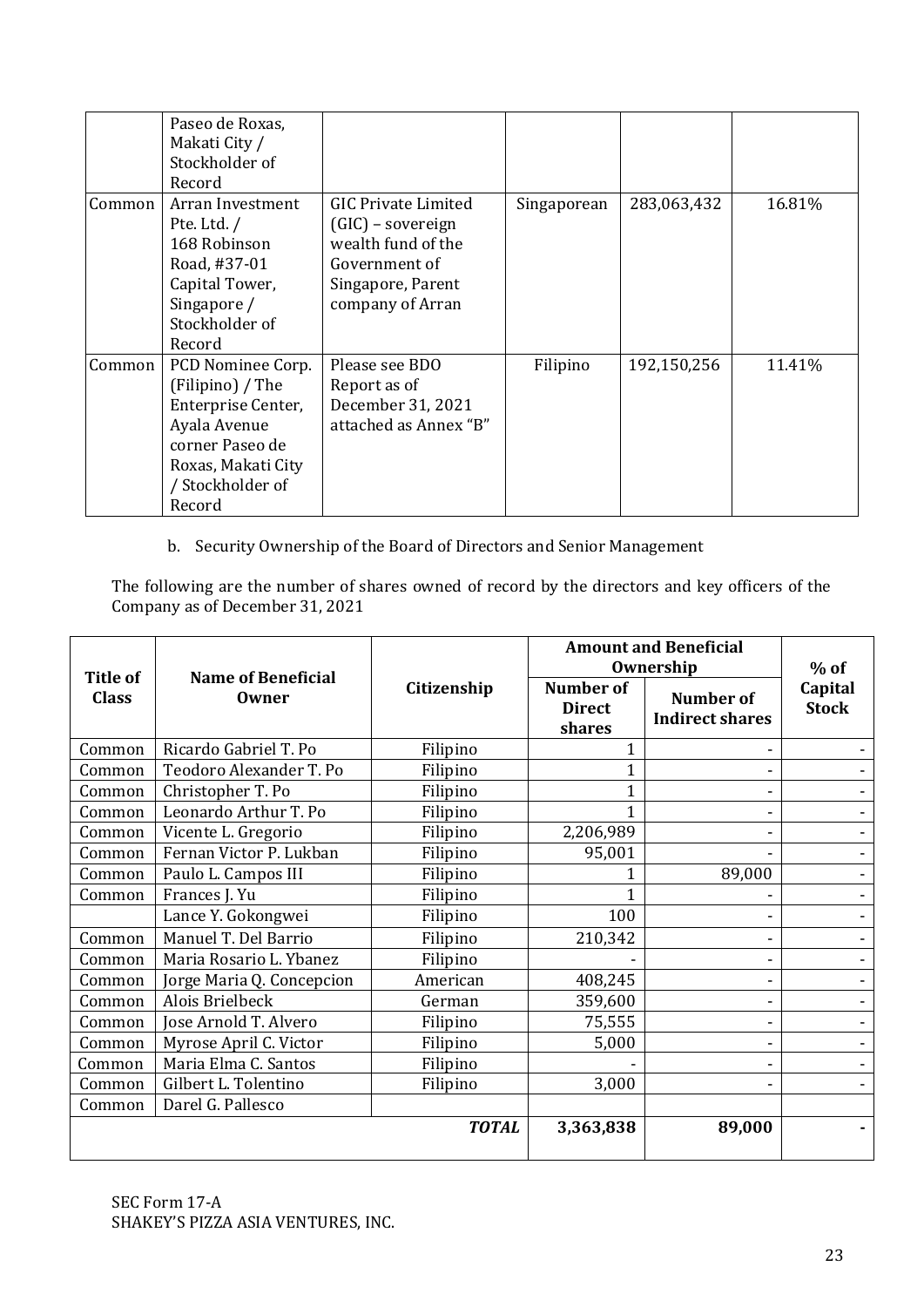| | | | | | |
|---|---|---|---|---|---|
| | Paseo de Roxas, Makati City / Stockholder of Record | | | | |
| Common | Arran Investment Pte. Ltd. / 168 Robinson Road, #37-01 Capital Tower, Singapore / Stockholder of Record | GIC Private Limited (GIC) – sovereign wealth fund of the Government of Singapore, Parent company of Arran | Singaporean | 283,063,432 | 16.81% |
| Common | PCD Nominee Corp. (Filipino) / The Enterprise Center, Ayala Avenue corner Paseo de Roxas, Makati City / Stockholder of Record | Please see BDO Report as of December 31, 2021 attached as Annex "B" | Filipino | 192,150,256 | 11.41% |

b. Security Ownership of the Board of Directors and Senior Management

The following are the number of shares owned of record by the directors and key officers of the Company as of December 31, 2021

| Title of Class | Name of Beneficial Owner | Citizenship | Amount and Beneficial Ownership | | % of Capital Stock |
|---|---|---|---|---|---|
| | | | Number of Direct shares | Number of Indirect shares | |
| Common | Ricardo Gabriel T. Po | Filipino | 1 | - | - |
| Common | Teodoro Alexander T. Po | Filipino | 1 | - | - |
| Common | Christopher T. Po | Filipino | 1 | - | - |
| Common | Leonardo Arthur T. Po | Filipino | 1 | - | - |
| Common | Vicente L. Gregorio | Filipino | 2,206,989 | - | - |
| Common | Fernan Victor P. Lukban | Filipino | 95,001 | - | - |
| Common | Paulo L. Campos III | Filipino | 1 | 89,000 | - |
| Common | Frances J. Yu | Filipino | 1 | - | - |
| | Lance Y. Gokongwei | Filipino | 100 | - | - |
| Common | Manuel T. Del Barrio | Filipino | 210,342 | - | - |
| Common | Maria Rosario L. Ybanez | Filipino | - | - | - |
| Common | Jorge Maria Q. Concepcion | American | 408,245 | - | - |
| Common | Alois Brielbeck | German | 359,600 | - | - |
| Common | Jose Arnold T. Alvero | Filipino | 75,555 | - | - |
| Common | Myrose April C. Victor | Filipino | 5,000 | - | - |
| Common | Maria Elma C. Santos | Filipino | - | - | - |
| Common | Gilbert L. Tolentino | Filipino | 3,000 | - | - |
| Common | Darel G. Pallesco | | | | |
| | | ***TOTAL*** | **3,363,838** | **89,000** | **-** |

SEC Form 17-A
SHAKEY'S PIZZA ASIA VENTURES, INC.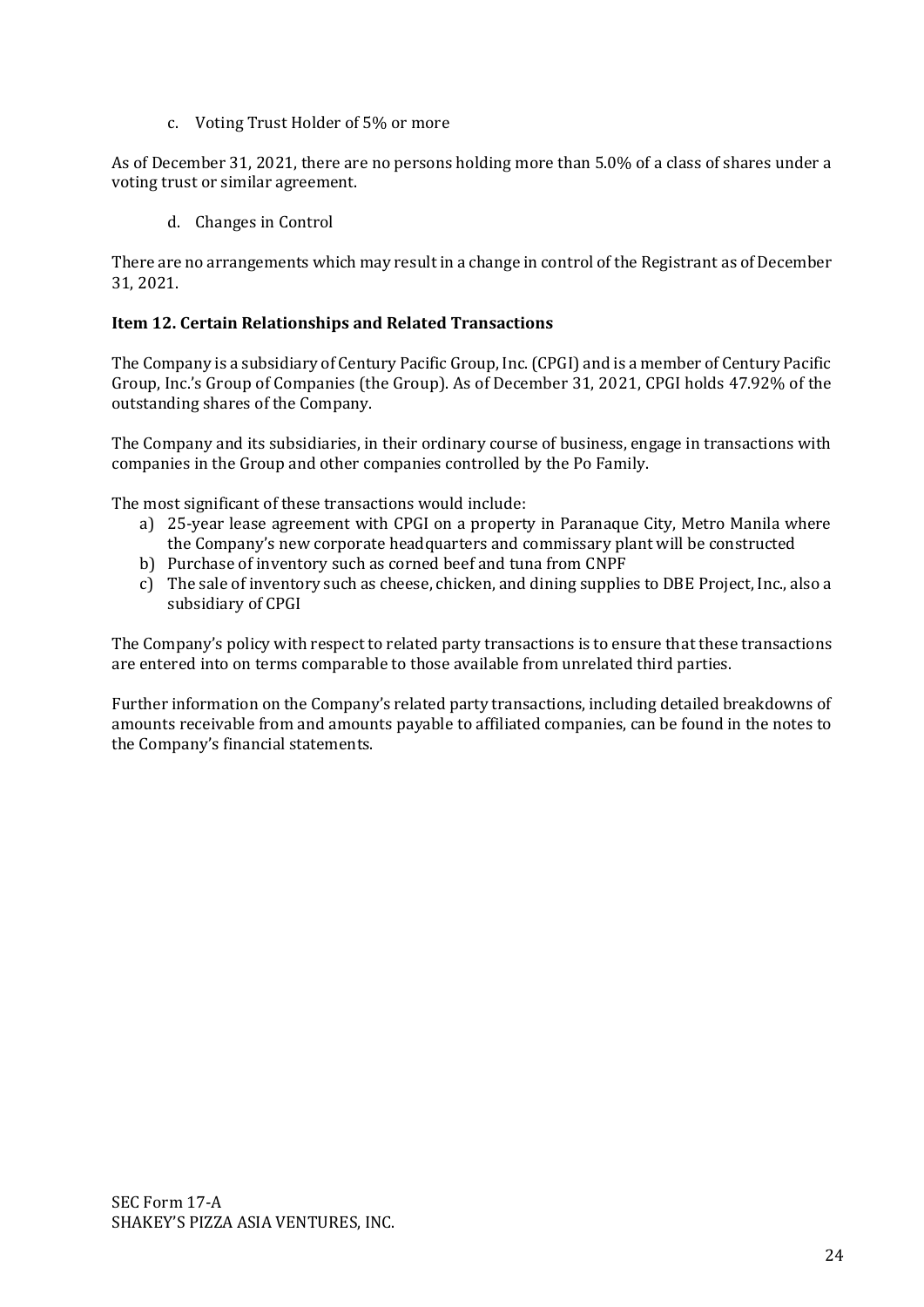c. Voting Trust Holder of 5% or more

As of December 31, 2021, there are no persons holding more than 5.0% of a class of shares under a voting trust or similar agreement.

d. Changes in Control

There are no arrangements which may result in a change in control of the Registrant as of December 31, 2021.

**Item 12. Certain Relationships and Related Transactions**

The Company is a subsidiary of Century Pacific Group, Inc. (CPGI) and is a member of Century Pacific Group, Inc.'s Group of Companies (the Group). As of December 31, 2021, CPGI holds 47.92% of the outstanding shares of the Company.

The Company and its subsidiaries, in their ordinary course of business, engage in transactions with companies in the Group and other companies controlled by the Po Family.

The most significant of these transactions would include:

a) 25-year lease agreement with CPGI on a property in Paranaque City, Metro Manila where the Company's new corporate headquarters and commissary plant will be constructed
b) Purchase of inventory such as corned beef and tuna from CNPF
c) The sale of inventory such as cheese, chicken, and dining supplies to DBE Project, Inc., also a subsidiary of CPGI

The Company's policy with respect to related party transactions is to ensure that these transactions are entered into on terms comparable to those available from unrelated third parties.

Further information on the Company's related party transactions, including detailed breakdowns of amounts receivable from and amounts payable to affiliated companies, can be found in the notes to the Company's financial statements.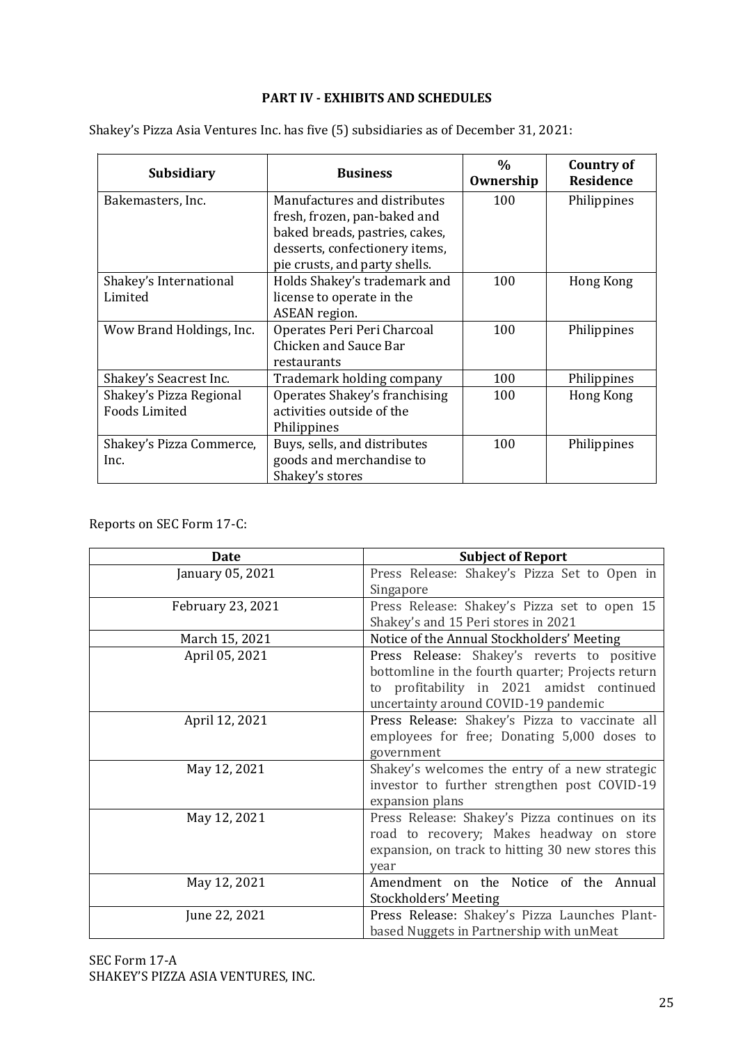## PART IV - EXHIBITS AND SCHEDULES

Shakey's Pizza Asia Ventures Inc. has five (5) subsidiaries as of December 31, 2021:

| Subsidiary | Business | % Ownership | Country of Residence |
|---|---|---|---|
| Bakemasters, Inc. | Manufactures and distributes fresh, frozen, pan-baked and baked breads, pastries, cakes, desserts, confectionery items, pie crusts, and party shells. | 100 | Philippines |
| Shakey's International Limited | Holds Shakey's trademark and license to operate in the ASEAN region. | 100 | Hong Kong |
| Wow Brand Holdings, Inc. | Operates Peri Peri Charcoal Chicken and Sauce Bar restaurants | 100 | Philippines |
| Shakey's Seacrest Inc. | Trademark holding company | 100 | Philippines |
| Shakey's Pizza Regional Foods Limited | Operates Shakey's franchising activities outside of the Philippines | 100 | Hong Kong |
| Shakey's Pizza Commerce, Inc. | Buys, sells, and distributes goods and merchandise to Shakey's stores | 100 | Philippines |

Reports on SEC Form 17-C:

| Date | Subject of Report |
|---|---|
| January 05, 2021 | Press Release: Shakey's Pizza Set to Open in Singapore |
| February 23, 2021 | Press Release: Shakey's Pizza set to open 15 Shakey's and 15 Peri stores in 2021 |
| March 15, 2021 | Notice of the Annual Stockholders' Meeting |
| April 05, 2021 | Press Release: Shakey's reverts to positive bottomline in the fourth quarter; Projects return to profitability in 2021 amidst continued uncertainty around COVID-19 pandemic |
| April 12, 2021 | Press Release: Shakey's Pizza to vaccinate all employees for free; Donating 5,000 doses to government |
| May 12, 2021 | Shakey's welcomes the entry of a new strategic investor to further strengthen post COVID-19 expansion plans |
| May 12, 2021 | Press Release: Shakey's Pizza continues on its road to recovery; Makes headway on store expansion, on track to hitting 30 new stores this year |
| May 12, 2021 | Amendment on the Notice of the Annual Stockholders' Meeting |
| June 22, 2021 | Press Release: Shakey's Pizza Launches Plant-based Nuggets in Partnership with unMeat |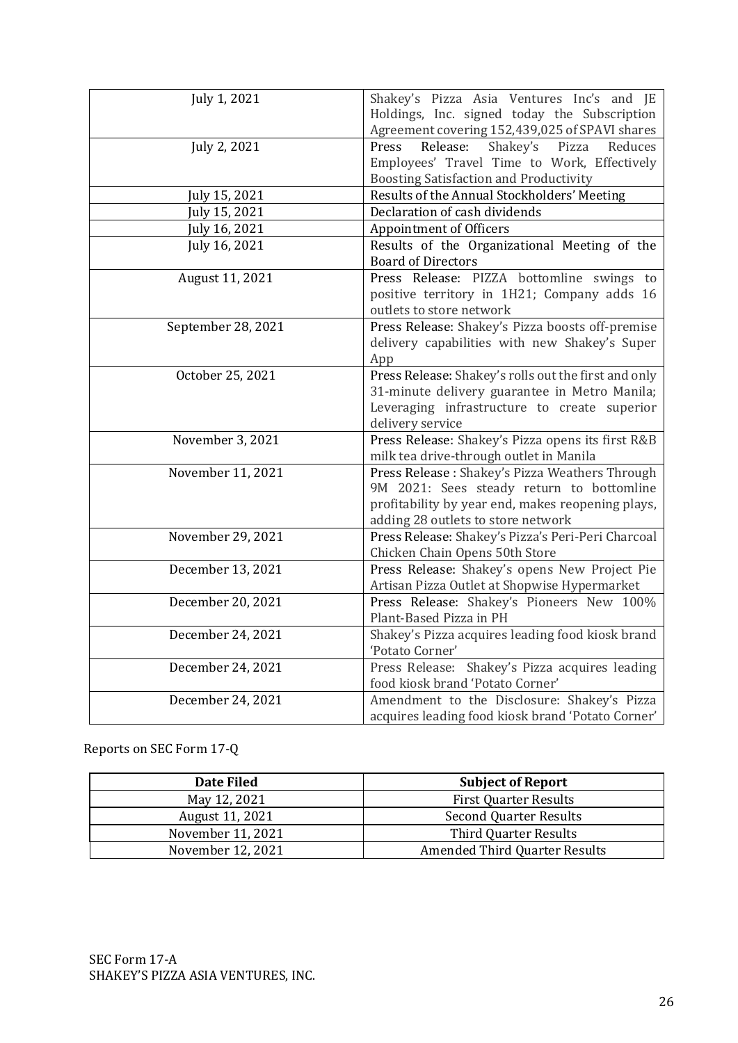| | |
|---|---|
| July 1, 2021 | Shakey's Pizza Asia Ventures Inc's and JE Holdings, Inc. signed today the Subscription Agreement covering 152,439,025 of SPAVI shares |
| July 2, 2021 | Press Release: Shakey's Pizza Reduces Employees' Travel Time to Work, Effectively Boosting Satisfaction and Productivity |
| July 15, 2021 | Results of the Annual Stockholders' Meeting |
| July 15, 2021 | Declaration of cash dividends |
| July 16, 2021 | Appointment of Officers |
| July 16, 2021 | Results of the Organizational Meeting of the Board of Directors |
| August 11, 2021 | Press Release: PIZZA bottomline swings to positive territory in 1H21; Company adds 16 outlets to store network |
| September 28, 2021 | Press Release: Shakey's Pizza boosts off-premise delivery capabilities with new Shakey's Super App |
| October 25, 2021 | Press Release: Shakey's rolls out the first and only 31-minute delivery guarantee in Metro Manila; Leveraging infrastructure to create superior delivery service |
| November 3, 2021 | Press Release: Shakey's Pizza opens its first R&B milk tea drive-through outlet in Manila |
| November 11, 2021 | Press Release : Shakey's Pizza Weathers Through 9M 2021: Sees steady return to bottomline profitability by year end, makes reopening plays, adding 28 outlets to store network |
| November 29, 2021 | Press Release: Shakey's Pizza's Peri-Peri Charcoal Chicken Chain Opens 50th Store |
| December 13, 2021 | Press Release: Shakey's opens New Project Pie Artisan Pizza Outlet at Shopwise Hypermarket |
| December 20, 2021 | Press Release: Shakey's Pioneers New 100% Plant-Based Pizza in PH |
| December 24, 2021 | Shakey's Pizza acquires leading food kiosk brand 'Potato Corner' |
| December 24, 2021 | Press Release: Shakey's Pizza acquires leading food kiosk brand 'Potato Corner' |
| December 24, 2021 | Amendment to the Disclosure: Shakey's Pizza acquires leading food kiosk brand 'Potato Corner' |

Reports on SEC Form 17-Q

| Date Filed | Subject of Report |
|---|---|
| May 12, 2021 | First Quarter Results |
| August 11, 2021 | Second Quarter Results |
| November 11, 2021 | Third Quarter Results |
| November 12, 2021 | Amended Third Quarter Results |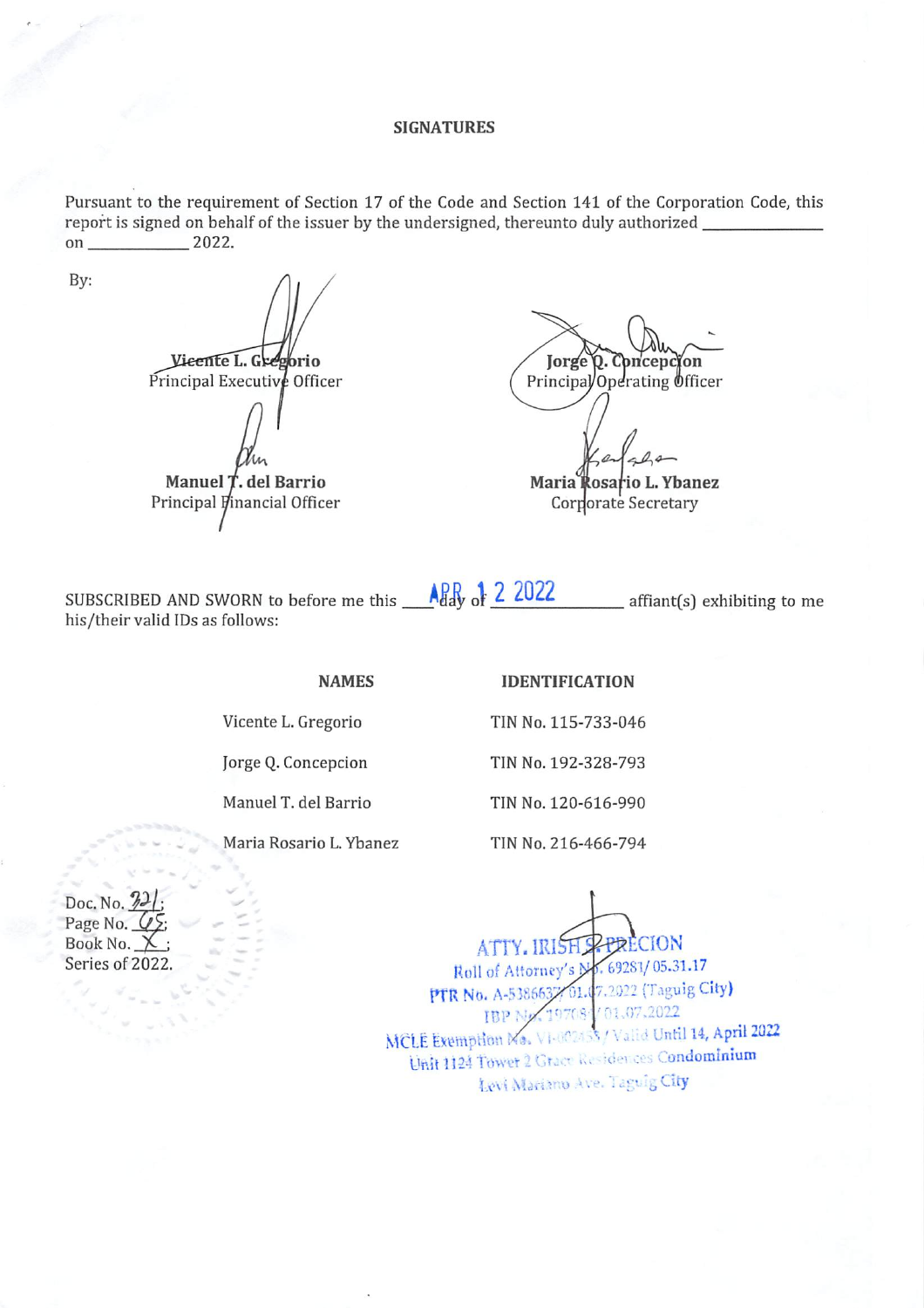## SIGNATURES

Pursuant to the requirement of Section 17 of the Code and Section 141 of the Corporation Code, this report is signed on behalf of the issuer by the undersigned, thereunto duly authorized \_\_\_\_\_\_\_\_\_\_\_\_ on \_\_\_\_\_\_\_\_\_\_ 2022.

By:

**Vicente L. Gregorio**
Principal Executive Officer

**Jorge Q. Concepcion**
Principal Operating Officer

**Manuel T. del Barrio**
Principal Financial Officer

**Maria Rosario L. Ybanez**
Corporate Secretary

SUBSCRIBED AND SWORN to before me this APR 12 2022 day of \_\_\_\_\_\_\_\_ affiant(s) exhibiting to me his/their valid IDs as follows:

| NAMES | IDENTIFICATION |
|---|---|
| Vicente L. Gregorio | TIN No. 115-733-046 |
| Jorge Q. Concepcion | TIN No. 192-328-793 |
| Manuel T. del Barrio | TIN No. 120-616-990 |
| Maria Rosario L. Ybanez | TIN No. 216-466-794 |

Doc. No. 321;
Page No. 65;
Book No. X;
Series of 2022.

ATTY. IRISH S. PRECION
Roll of Attorney's No. 69281/ 05.31.17
PTR No. A-5386637/ 01.07.2022 (Taguig City)
IBP No. 197081/ 01.07.2022
MCLE Exemption No. VI-002455/ Valid Until 14, April 2022
Unit 1124 Tower 2 Grace Residences Condominium
Levi Mariano Ave. Taguig City